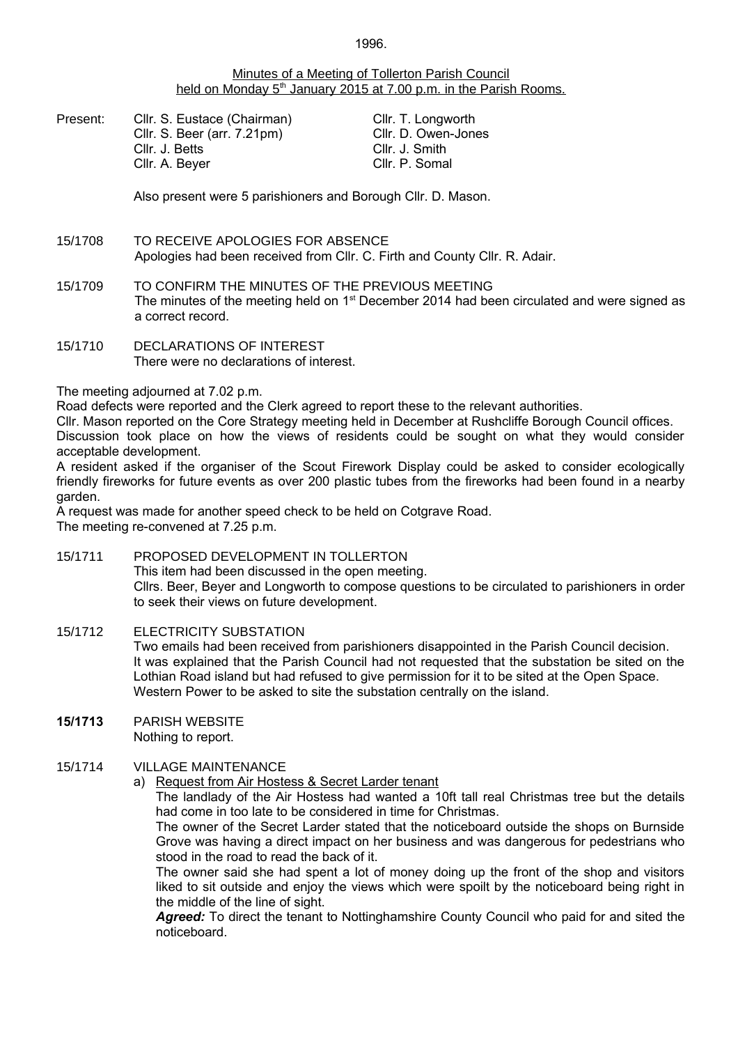1996.

Minutes of a Meeting of Tollerton Parish Council
held on Monday 5th January 2015 at 7.00 p.m. in the Parish Rooms.

Present: Cllr. S. Eustace (Chairman), Cllr. S. Beer (arr. 7.21pm), Cllr. J. Betts, Cllr. A. Beyer, Cllr. T. Longworth, Cllr. D. Owen-Jones, Cllr. J. Smith, Cllr. P. Somal

Also present were 5 parishioners and Borough Cllr. D. Mason.

15/1708 TO RECEIVE APOLOGIES FOR ABSENCE
Apologies had been received from Cllr. C. Firth and County Cllr. R. Adair.

15/1709 TO CONFIRM THE MINUTES OF THE PREVIOUS MEETING
The minutes of the meeting held on 1st December 2014 had been circulated and were signed as a correct record.

15/1710 DECLARATIONS OF INTEREST
There were no declarations of interest.

The meeting adjourned at 7.02 p.m.
Road defects were reported and the Clerk agreed to report these to the relevant authorities.
Cllr. Mason reported on the Core Strategy meeting held in December at Rushcliffe Borough Council offices.
Discussion took place on how the views of residents could be sought on what they would consider acceptable development.
A resident asked if the organiser of the Scout Firework Display could be asked to consider ecologically friendly fireworks for future events as over 200 plastic tubes from the fireworks had been found in a nearby garden.
A request was made for another speed check to be held on Cotgrave Road.
The meeting re-convened at 7.25 p.m.

15/1711 PROPOSED DEVELOPMENT IN TOLLERTON
This item had been discussed in the open meeting.
Cllrs. Beer, Beyer and Longworth to compose questions to be circulated to parishioners in order to seek their views on future development.

15/1712 ELECTRICITY SUBSTATION
Two emails had been received from parishioners disappointed in the Parish Council decision.
It was explained that the Parish Council had not requested that the substation be sited on the Lothian Road island but had refused to give permission for it to be sited at the Open Space.
Western Power to be asked to site the substation centrally on the island.

**15/1713** PARISH WEBSITE
Nothing to report.

15/1714 VILLAGE MAINTENANCE

a) Request from Air Hostess & Secret Larder tenant

The landlady of the Air Hostess had wanted a 10ft tall real Christmas tree but the details had come in too late to be considered in time for Christmas.

The owner of the Secret Larder stated that the noticeboard outside the shops on Burnside Grove was having a direct impact on her business and was dangerous for pedestrians who stood in the road to read the back of it.

The owner said she had spent a lot of money doing up the front of the shop and visitors liked to sit outside and enjoy the views which were spoilt by the noticeboard being right in the middle of the line of sight.

***Agreed:*** To direct the tenant to Nottinghamshire County Council who paid for and sited the noticeboard.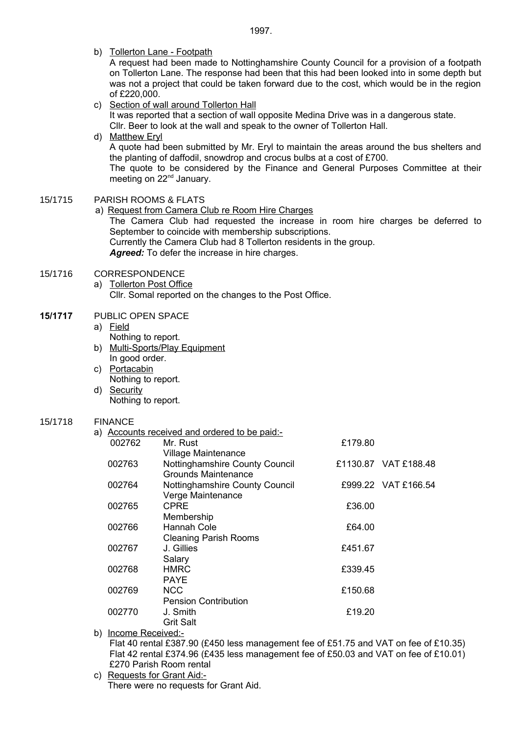b) Tollerton Lane - Footpath

A request had been made to Nottinghamshire County Council for a provision of a footpath on Tollerton Lane. The response had been that this had been looked into in some depth but was not a project that could be taken forward due to the cost, which would be in the region of £220,000.

c) Section of wall around Tollerton Hall

It was reported that a section of wall opposite Medina Drive was in a dangerous state. Cllr. Beer to look at the wall and speak to the owner of Tollerton Hall.

d) Matthew Eryl

A quote had been submitted by Mr. Eryl to maintain the areas around the bus shelters and the planting of daffodil, snowdrop and crocus bulbs at a cost of £700.
The quote to be considered by the Finance and General Purposes Committee at their meeting on 22nd January.

15/1715 PARISH ROOMS & FLATS

a) Request from Camera Club re Room Hire Charges

The Camera Club had requested the increase in room hire charges be deferred to September to coincide with membership subscriptions.
Currently the Camera Club had 8 Tollerton residents in the group.
***Agreed:*** To defer the increase in hire charges.

15/1716 CORRESPONDENCE

a) Tollerton Post Office

Cllr. Somal reported on the changes to the Post Office.

**15/1717** PUBLIC OPEN SPACE

a) Field
Nothing to report.

b) Multi-Sports/Play Equipment
In good order.

c) Portacabin
Nothing to report.

d) Security
Nothing to report.

15/1718 FINANCE

a) Accounts received and ordered to be paid:-

| | | | |
|---|---|---|---|
| 002762 | Mr. Rust<br>Village Maintenance | £179.80 | |
| 002763 | Nottinghamshire County Council<br>Grounds Maintenance | £1130.87 | VAT £188.48 |
| 002764 | Nottinghamshire County Council<br>Verge Maintenance | £999.22 | VAT £166.54 |
| 002765 | CPRE<br>Membership | £36.00 | |
| 002766 | Hannah Cole<br>Cleaning Parish Rooms | £64.00 | |
| 002767 | J. Gillies<br>Salary | £451.67 | |
| 002768 | HMRC<br>PAYE | £339.45 | |
| 002769 | NCC<br>Pension Contribution | £150.68 | |
| 002770 | J. Smith<br>Grit Salt | £19.20 | |

b) Income Received:-

Flat 40 rental £387.90 (£450 less management fee of £51.75 and VAT on fee of £10.35)
Flat 42 rental £374.96 (£435 less management fee of £50.03 and VAT on fee of £10.01)
£270 Parish Room rental

c) Requests for Grant Aid:-

There were no requests for Grant Aid.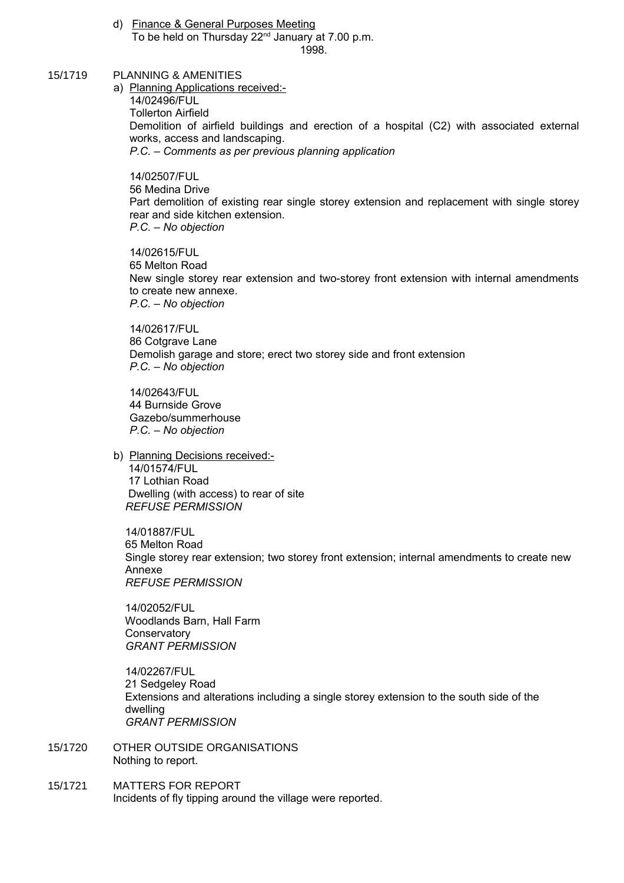d) <u>Finance & General Purposes Meeting</u>
To be held on Thursday 22nd January at 7.00 p.m.
1998.

15/1719 PLANNING & AMENITIES

a) <u>Planning Applications received:-</u>

14/02496/FUL
Tollerton Airfield
Demolition of airfield buildings and erection of a hospital (C2) with associated external works, access and landscaping.
*P.C. – Comments as per previous planning application*

14/02507/FUL
56 Medina Drive
Part demolition of existing rear single storey extension and replacement with single storey rear and side kitchen extension.
*P.C. – No objection*

14/02615/FUL
65 Melton Road
New single storey rear extension and two-storey front extension with internal amendments to create new annexe.
*P.C. – No objection*

14/02617/FUL
86 Cotgrave Lane
Demolish garage and store; erect two storey side and front extension
*P.C. – No objection*

14/02643/FUL
44 Burnside Grove
Gazebo/summerhouse
*P.C. – No objection*

b) <u>Planning Decisions received:-</u>

14/01574/FUL
17 Lothian Road
Dwelling (with access) to rear of site
*REFUSE PERMISSION*

14/01887/FUL
65 Melton Road
Single storey rear extension; two storey front extension; internal amendments to create new Annexe
*REFUSE PERMISSION*

14/02052/FUL
Woodlands Barn, Hall Farm
Conservatory
*GRANT PERMISSION*

14/02267/FUL
21 Sedgeley Road
Extensions and alterations including a single storey extension to the south side of the dwelling
*GRANT PERMISSION*

15/1720 OTHER OUTSIDE ORGANISATIONS
Nothing to report.

15/1721 MATTERS FOR REPORT
Incidents of fly tipping around the village were reported.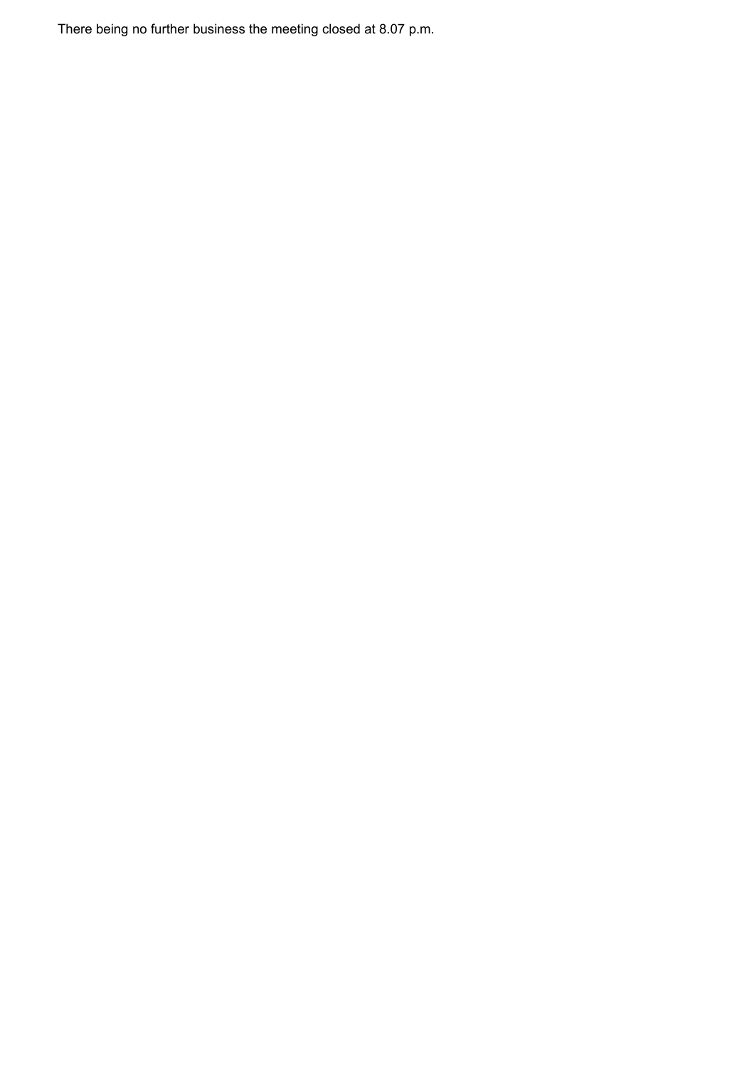There being no further business the meeting closed at 8.07 p.m.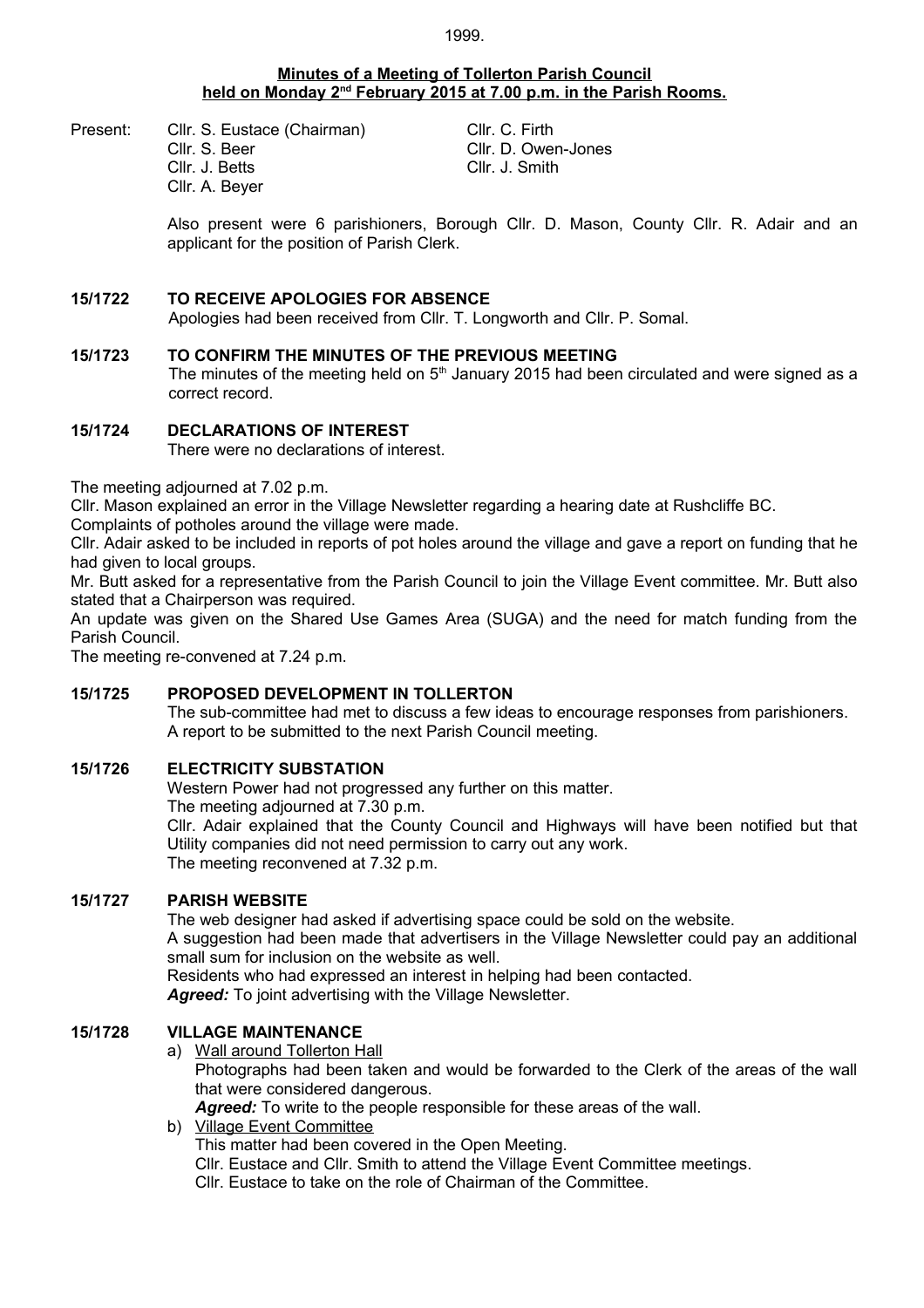## Minutes of a Meeting of Tollerton Parish Council held on Monday 2nd February 2015 at 7.00 p.m. in the Parish Rooms.

Present: Cllr. S. Eustace (Chairman), Cllr. S. Beer, Cllr. J. Betts, Cllr. A. Beyer, Cllr. C. Firth, Cllr. D. Owen-Jones, Cllr. J. Smith

Also present were 6 parishioners, Borough Cllr. D. Mason, County Cllr. R. Adair and an applicant for the position of Parish Clerk.

### 15/1722 TO RECEIVE APOLOGIES FOR ABSENCE

Apologies had been received from Cllr. T. Longworth and Cllr. P. Somal.

### 15/1723 TO CONFIRM THE MINUTES OF THE PREVIOUS MEETING

The minutes of the meeting held on 5th January 2015 had been circulated and were signed as a correct record.

### 15/1724 DECLARATIONS OF INTEREST

There were no declarations of interest.

The meeting adjourned at 7.02 p.m.

Cllr. Mason explained an error in the Village Newsletter regarding a hearing date at Rushcliffe BC.

Complaints of potholes around the village were made.

Cllr. Adair asked to be included in reports of pot holes around the village and gave a report on funding that he had given to local groups.

Mr. Butt asked for a representative from the Parish Council to join the Village Event committee. Mr. Butt also stated that a Chairperson was required.

An update was given on the Shared Use Games Area (SUGA) and the need for match funding from the Parish Council.

The meeting re-convened at 7.24 p.m.

### 15/1725 PROPOSED DEVELOPMENT IN TOLLERTON

The sub-committee had met to discuss a few ideas to encourage responses from parishioners.

A report to be submitted to the next Parish Council meeting.

### 15/1726 ELECTRICITY SUBSTATION

Western Power had not progressed any further on this matter.

The meeting adjourned at 7.30 p.m.

Cllr. Adair explained that the County Council and Highways will have been notified but that Utility companies did not need permission to carry out any work.

The meeting reconvened at 7.32 p.m.

### 15/1727 PARISH WEBSITE

The web designer had asked if advertising space could be sold on the website.

A suggestion had been made that advertisers in the Village Newsletter could pay an additional small sum for inclusion on the website as well.

Residents who had expressed an interest in helping had been contacted.

***Agreed:*** To joint advertising with the Village Newsletter.

### 15/1728 VILLAGE MAINTENANCE

a) Wall around Tollerton Hall

Photographs had been taken and would be forwarded to the Clerk of the areas of the wall that were considered dangerous.

***Agreed:*** To write to the people responsible for these areas of the wall.

b) Village Event Committee

This matter had been covered in the Open Meeting.

Cllr. Eustace and Cllr. Smith to attend the Village Event Committee meetings.

Cllr. Eustace to take on the role of Chairman of the Committee.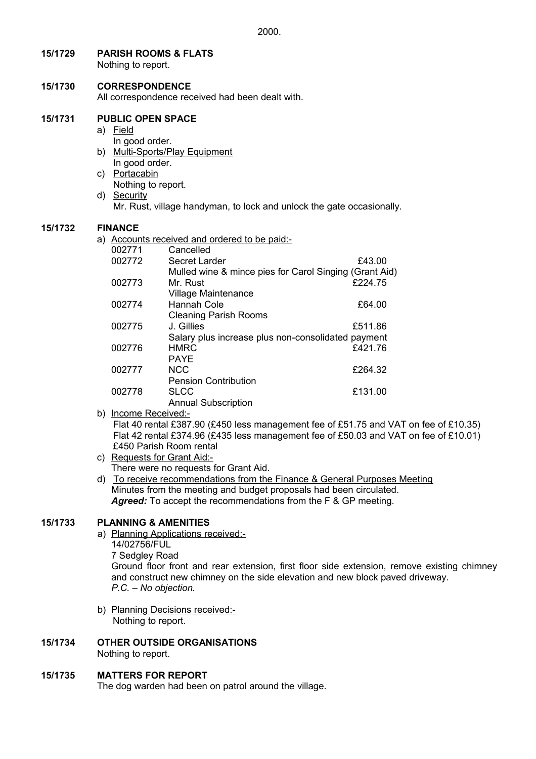2000.

**15/1729 PARISH ROOMS & FLATS**

Nothing to report.

**15/1730 CORRESPONDENCE**

All correspondence received had been dealt with.

**15/1731 PUBLIC OPEN SPACE**

a) Field
   In good order.
b) Multi-Sports/Play Equipment
   In good order.
c) Portacabin
   Nothing to report.
d) Security
   Mr. Rust, village handyman, to lock and unlock the gate occasionally.

**15/1732 FINANCE**

a) Accounts received and ordered to be paid:-

| | | |
|---|---|---|
| 002771 | Cancelled | |
| 002772 | Secret Larder | £43.00 |
| | Mulled wine & mince pies for Carol Singing (Grant Aid) | |
| 002773 | Mr. Rust | £224.75 |
| | Village Maintenance | |
| 002774 | Hannah Cole | £64.00 |
| | Cleaning Parish Rooms | |
| 002775 | J. Gillies | £511.86 |
| | Salary plus increase plus non-consolidated payment | |
| 002776 | HMRC | £421.76 |
| | PAYE | |
| 002777 | NCC | £264.32 |
| | Pension Contribution | |
| 002778 | SLCC | £131.00 |
| | Annual Subscription | |

b) Income Received:-
   Flat 40 rental £387.90 (£450 less management fee of £51.75 and VAT on fee of £10.35)
   Flat 42 rental £374.96 (£435 less management fee of £50.03 and VAT on fee of £10.01)
   £450 Parish Room rental
c) Requests for Grant Aid:-
   There were no requests for Grant Aid.
d) To receive recommendations from the Finance & General Purposes Meeting
   Minutes from the meeting and budget proposals had been circulated.
   ***Agreed:*** To accept the recommendations from the F & GP meeting.

**15/1733 PLANNING & AMENITIES**

a) Planning Applications received:-
   14/02756/FUL
   7 Sedgley Road
   Ground floor front and rear extension, first floor side extension, remove existing chimney and construct new chimney on the side elevation and new block paved driveway.
   *P.C. – No objection.*

b) Planning Decisions received:-
   Nothing to report.

**15/1734 OTHER OUTSIDE ORGANISATIONS**

Nothing to report.

**15/1735 MATTERS FOR REPORT**

The dog warden had been on patrol around the village.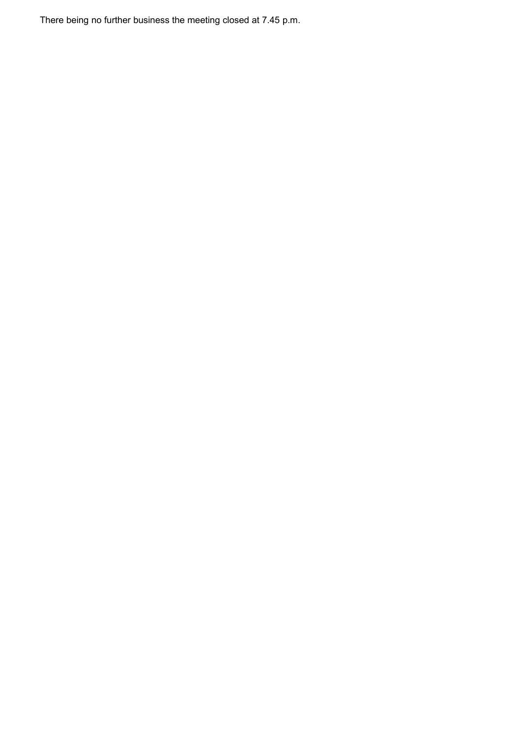There being no further business the meeting closed at 7.45 p.m.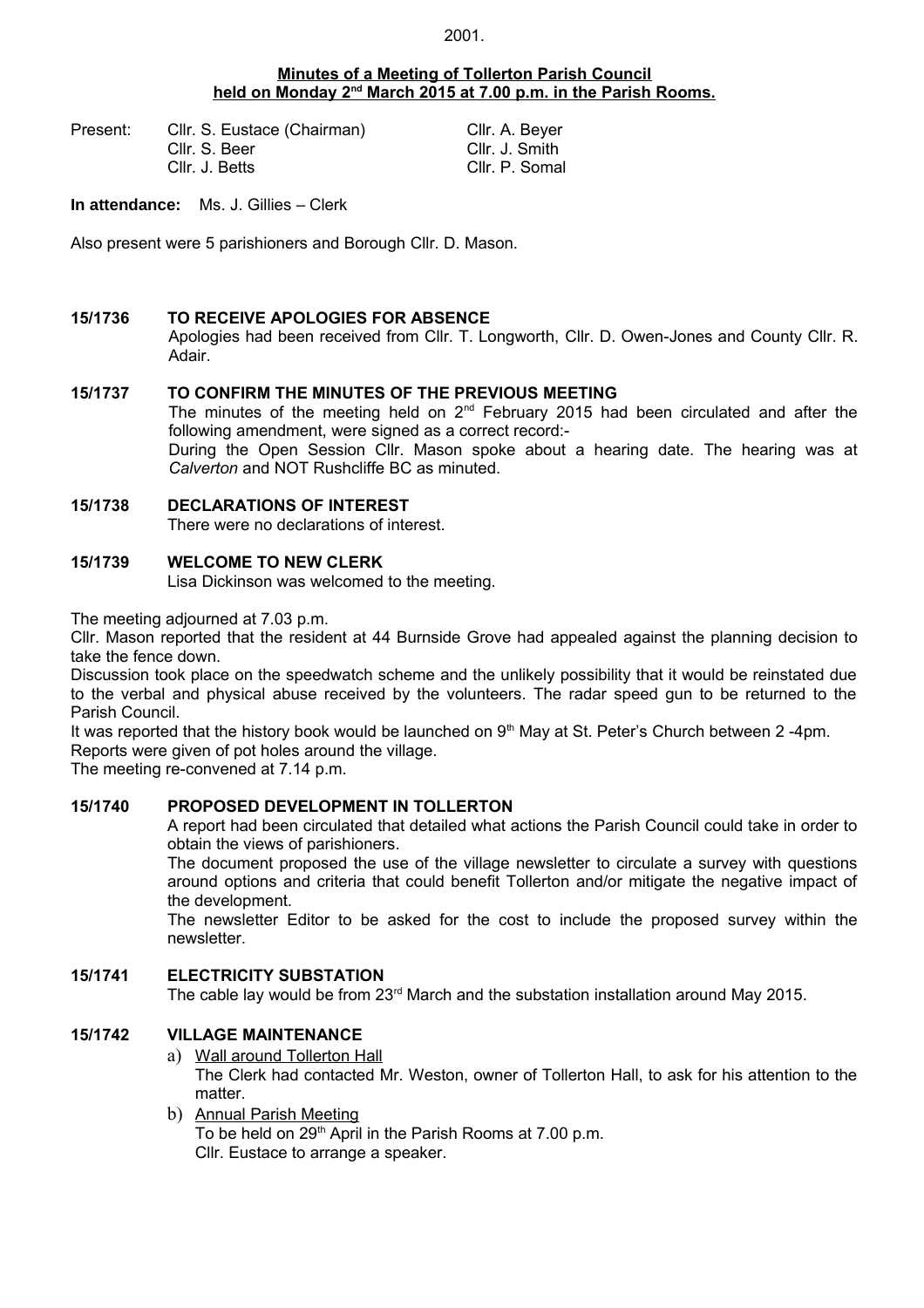2001.

**Minutes of a Meeting of Tollerton Parish Council held on Monday 2nd March 2015 at 7.00 p.m. in the Parish Rooms.**

| Present: | Cllr. S. Eustace (Chairman) | Cllr. A. Beyer |
|---|---|---|
| | Cllr. S. Beer | Cllr. J. Smith |
| | Cllr. J. Betts | Cllr. P. Somal |

**In attendance:** Ms. J. Gillies – Clerk

Also present were 5 parishioners and Borough Cllr. D. Mason.

**15/1736 TO RECEIVE APOLOGIES FOR ABSENCE**

Apologies had been received from Cllr. T. Longworth, Cllr. D. Owen-Jones and County Cllr. R. Adair.

**15/1737 TO CONFIRM THE MINUTES OF THE PREVIOUS MEETING**

The minutes of the meeting held on 2nd February 2015 had been circulated and after the following amendment, were signed as a correct record:-

During the Open Session Cllr. Mason spoke about a hearing date. The hearing was at *Calverton* and NOT Rushcliffe BC as minuted.

**15/1738 DECLARATIONS OF INTEREST**

There were no declarations of interest.

**15/1739 WELCOME TO NEW CLERK**

Lisa Dickinson was welcomed to the meeting.

The meeting adjourned at 7.03 p.m.

Cllr. Mason reported that the resident at 44 Burnside Grove had appealed against the planning decision to take the fence down.

Discussion took place on the speedwatch scheme and the unlikely possibility that it would be reinstated due to the verbal and physical abuse received by the volunteers. The radar speed gun to be returned to the Parish Council.

It was reported that the history book would be launched on 9th May at St. Peter's Church between 2 -4pm.

Reports were given of pot holes around the village.

The meeting re-convened at 7.14 p.m.

**15/1740 PROPOSED DEVELOPMENT IN TOLLERTON**

A report had been circulated that detailed what actions the Parish Council could take in order to obtain the views of parishioners.

The document proposed the use of the village newsletter to circulate a survey with questions around options and criteria that could benefit Tollerton and/or mitigate the negative impact of the development.

The newsletter Editor to be asked for the cost to include the proposed survey within the newsletter.

**15/1741 ELECTRICITY SUBSTATION**

The cable lay would be from 23rd March and the substation installation around May 2015.

**15/1742 VILLAGE MAINTENANCE**

a) Wall around Tollerton Hall
   The Clerk had contacted Mr. Weston, owner of Tollerton Hall, to ask for his attention to the matter.

b) Annual Parish Meeting
   To be held on 29th April in the Parish Rooms at 7.00 p.m.
   Cllr. Eustace to arrange a speaker.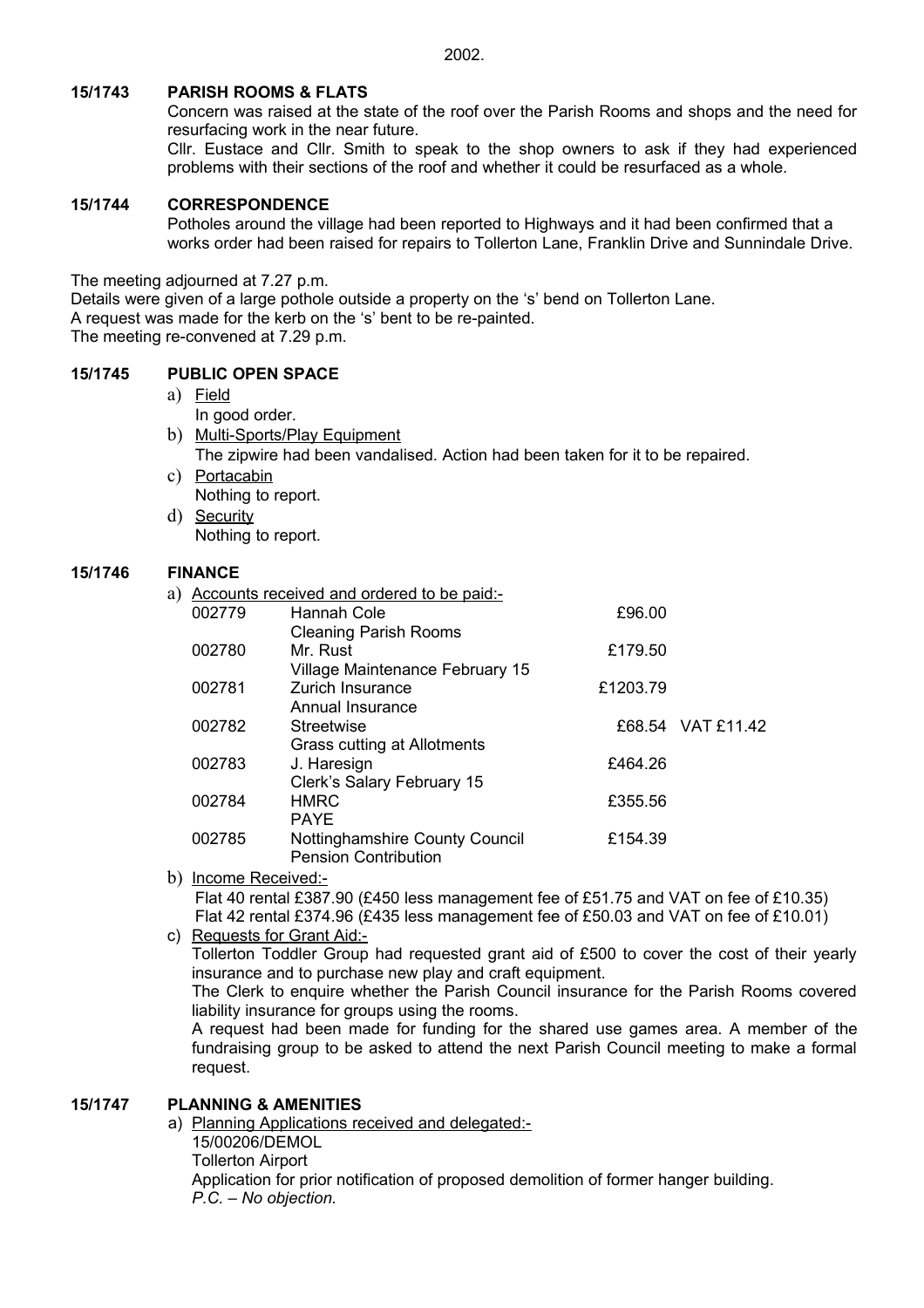2002.

**15/1743 PARISH ROOMS & FLATS**

Concern was raised at the state of the roof over the Parish Rooms and shops and the need for resurfacing work in the near future.

Cllr. Eustace and Cllr. Smith to speak to the shop owners to ask if they had experienced problems with their sections of the roof and whether it could be resurfaced as a whole.

**15/1744 CORRESPONDENCE**

Potholes around the village had been reported to Highways and it had been confirmed that a works order had been raised for repairs to Tollerton Lane, Franklin Drive and Sunnindale Drive.

The meeting adjourned at 7.27 p.m.
Details were given of a large pothole outside a property on the 's' bend on Tollerton Lane.
A request was made for the kerb on the 's' bent to be re-painted.
The meeting re-convened at 7.29 p.m.

**15/1745 PUBLIC OPEN SPACE**

a) Field
In good order.

b) Multi-Sports/Play Equipment
The zipwire had been vandalised. Action had been taken for it to be repaired.

c) Portacabin
Nothing to report.

d) Security
Nothing to report.

**15/1746 FINANCE**

a) Accounts received and ordered to be paid:-

| | | | |
|---|---|---|---|
| 002779 | Hannah Cole<br>Cleaning Parish Rooms | £96.00 | |
| 002780 | Mr. Rust<br>Village Maintenance February 15 | £179.50 | |
| 002781 | Zurich Insurance<br>Annual Insurance | £1203.79 | |
| 002782 | Streetwise<br>Grass cutting at Allotments | £68.54 | VAT £11.42 |
| 002783 | J. Haresign<br>Clerk's Salary February 15 | £464.26 | |
| 002784 | HMRC<br>PAYE | £355.56 | |
| 002785 | Nottinghamshire County Council<br>Pension Contribution | £154.39 | |

b) Income Received:-

Flat 40 rental £387.90 (£450 less management fee of £51.75 and VAT on fee of £10.35)
Flat 42 rental £374.96 (£435 less management fee of £50.03 and VAT on fee of £10.01)

c) Requests for Grant Aid:-

Tollerton Toddler Group had requested grant aid of £500 to cover the cost of their yearly insurance and to purchase new play and craft equipment.

The Clerk to enquire whether the Parish Council insurance for the Parish Rooms covered liability insurance for groups using the rooms.

A request had been made for funding for the shared use games area. A member of the fundraising group to be asked to attend the next Parish Council meeting to make a formal request.

**15/1747 PLANNING & AMENITIES**

a) Planning Applications received and delegated:-

15/00206/DEMOL
Tollerton Airport
Application for prior notification of proposed demolition of former hanger building.
*P.C. – No objection.*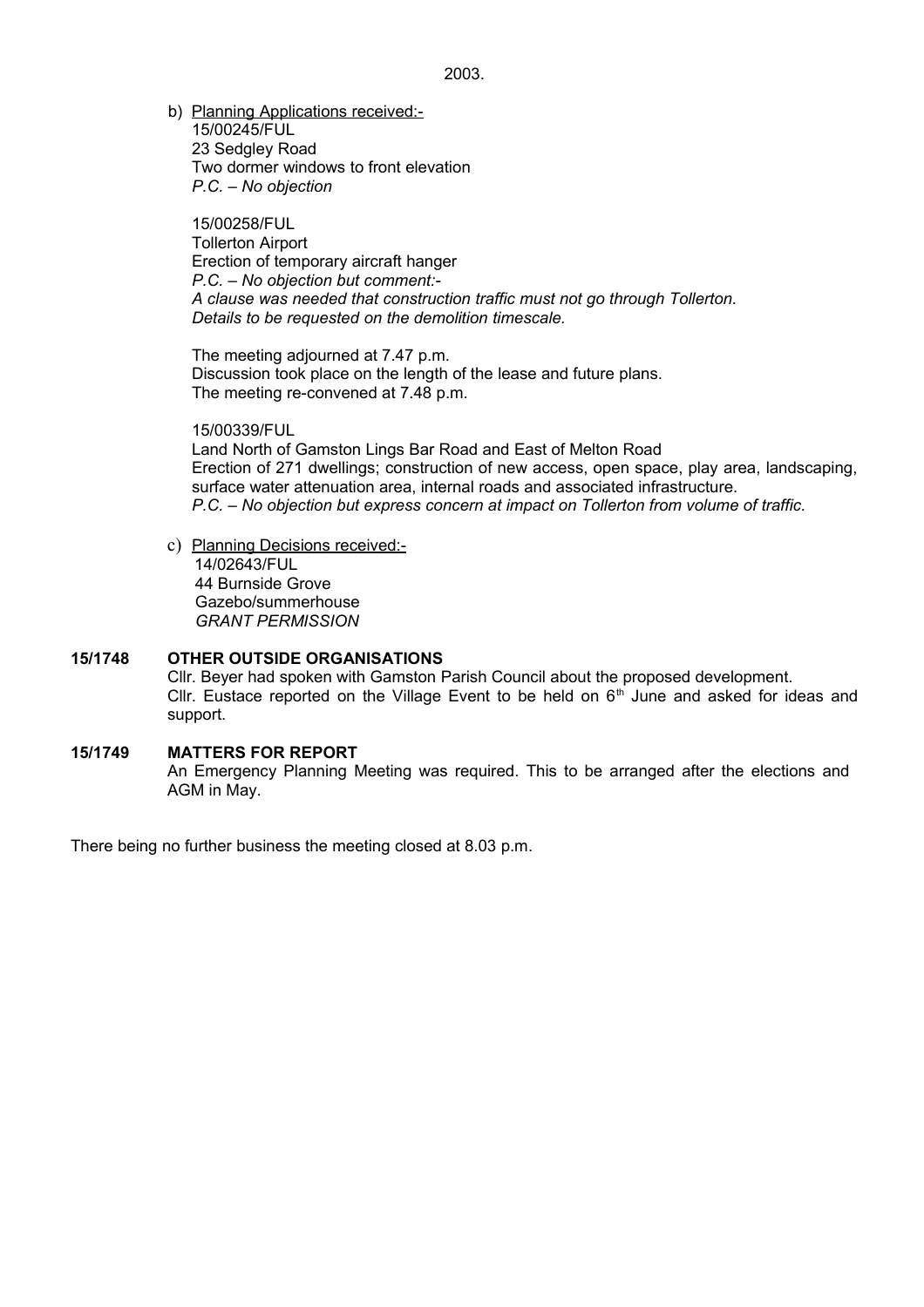2003.

b) Planning Applications received:-
   15/00245/FUL
   23 Sedgley Road
   Two dormer windows to front elevation
   *P.C. – No objection*

   15/00258/FUL
   Tollerton Airport
   Erection of temporary aircraft hanger
   *P.C. – No objection but comment:-*
   *A clause was needed that construction traffic must not go through Tollerton.*
   *Details to be requested on the demolition timescale.*

   The meeting adjourned at 7.47 p.m.
   Discussion took place on the length of the lease and future plans.
   The meeting re-convened at 7.48 p.m.

   15/00339/FUL
   Land North of Gamston Lings Bar Road and East of Melton Road
   Erection of 271 dwellings; construction of new access, open space, play area, landscaping, surface water attenuation area, internal roads and associated infrastructure.
   *P.C. – No objection but express concern at impact on Tollerton from volume of traffic.*

c) Planning Decisions received:-
   14/02643/FUL
   44 Burnside Grove
   Gazebo/summerhouse
   *GRANT PERMISSION*

**15/1748 OTHER OUTSIDE ORGANISATIONS**

Cllr. Beyer had spoken with Gamston Parish Council about the proposed development.
Cllr. Eustace reported on the Village Event to be held on 6th June and asked for ideas and support.

**15/1749 MATTERS FOR REPORT**

An Emergency Planning Meeting was required. This to be arranged after the elections and AGM in May.

There being no further business the meeting closed at 8.03 p.m.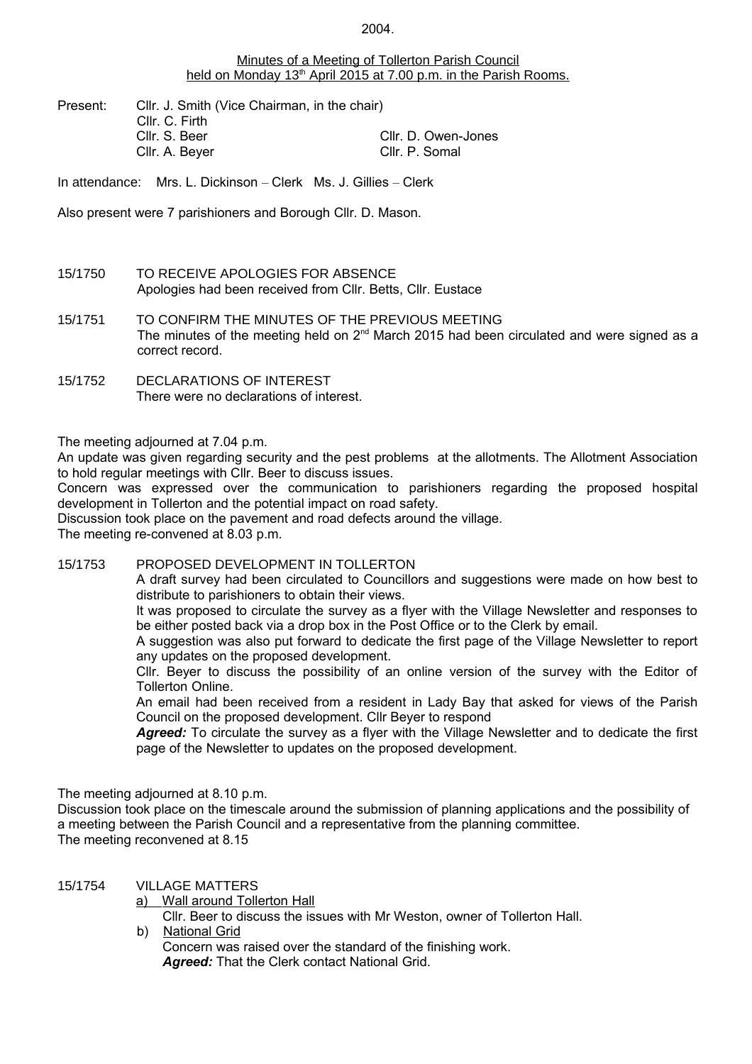2004.

Minutes of a Meeting of Tollerton Parish Council held on Monday 13th April 2015 at 7.00 p.m. in the Parish Rooms.

Present: Cllr. J. Smith (Vice Chairman, in the chair)
Cllr. C. Firth
Cllr. S. Beer
Cllr. D. Owen-Jones
Cllr. A. Beyer
Cllr. P. Somal

In attendance: Mrs. L. Dickinson – Clerk Ms. J. Gillies – Clerk

Also present were 7 parishioners and Borough Cllr. D. Mason.

15/1750 TO RECEIVE APOLOGIES FOR ABSENCE
Apologies had been received from Cllr. Betts, Cllr. Eustace

15/1751 TO CONFIRM THE MINUTES OF THE PREVIOUS MEETING
The minutes of the meeting held on 2nd March 2015 had been circulated and were signed as a correct record.

15/1752 DECLARATIONS OF INTEREST
There were no declarations of interest.

The meeting adjourned at 7.04 p.m.
An update was given regarding security and the pest problems at the allotments. The Allotment Association to hold regular meetings with Cllr. Beer to discuss issues.
Concern was expressed over the communication to parishioners regarding the proposed hospital development in Tollerton and the potential impact on road safety.
Discussion took place on the pavement and road defects around the village.
The meeting re-convened at 8.03 p.m.

15/1753 PROPOSED DEVELOPMENT IN TOLLERTON
A draft survey had been circulated to Councillors and suggestions were made on how best to distribute to parishioners to obtain their views.
It was proposed to circulate the survey as a flyer with the Village Newsletter and responses to be either posted back via a drop box in the Post Office or to the Clerk by email.
A suggestion was also put forward to dedicate the first page of the Village Newsletter to report any updates on the proposed development.
Cllr. Beyer to discuss the possibility of an online version of the survey with the Editor of Tollerton Online.
An email had been received from a resident in Lady Bay that asked for views of the Parish Council on the proposed development. Cllr Beyer to respond
***Agreed:*** To circulate the survey as a flyer with the Village Newsletter and to dedicate the first page of the Newsletter to updates on the proposed development.

The meeting adjourned at 8.10 p.m.
Discussion took place on the timescale around the submission of planning applications and the possibility of a meeting between the Parish Council and a representative from the planning committee.
The meeting reconvened at 8.15

15/1754 VILLAGE MATTERS
a) Wall around Tollerton Hall
Cllr. Beer to discuss the issues with Mr Weston, owner of Tollerton Hall.
b) National Grid
Concern was raised over the standard of the finishing work.
***Agreed:*** That the Clerk contact National Grid.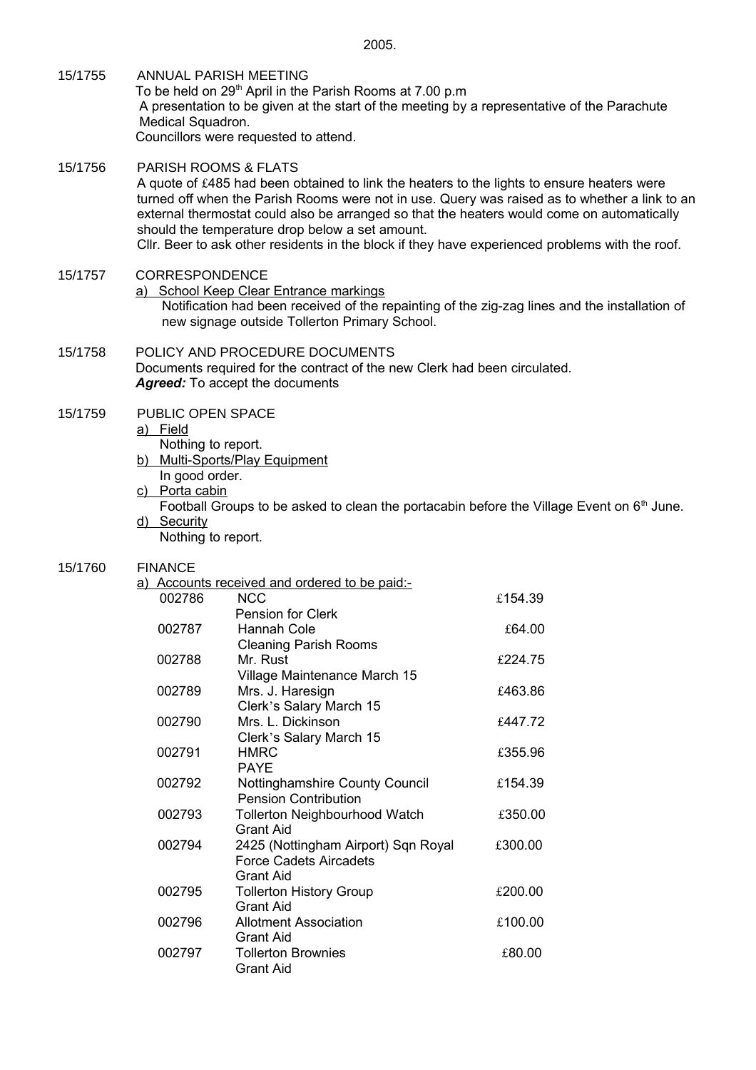2005.

15/1755 ANNUAL PARISH MEETING

To be held on 29th April in the Parish Rooms at 7.00 p.m
A presentation to be given at the start of the meeting by a representative of the Parachute Medical Squadron.
Councillors were requested to attend.

15/1756 PARISH ROOMS & FLATS

A quote of £485 had been obtained to link the heaters to the lights to ensure heaters were turned off when the Parish Rooms were not in use. Query was raised as to whether a link to an external thermostat could also be arranged so that the heaters would come on automatically should the temperature drop below a set amount.
Cllr. Beer to ask other residents in the block if they have experienced problems with the roof.

15/1757 CORRESPONDENCE

a) School Keep Clear Entrance markings
Notification had been received of the repainting of the zig-zag lines and the installation of new signage outside Tollerton Primary School.

15/1758 POLICY AND PROCEDURE DOCUMENTS

Documents required for the contract of the new Clerk had been circulated.
***Agreed:*** To accept the documents

15/1759 PUBLIC OPEN SPACE

a) Field
Nothing to report.

b) Multi-Sports/Play Equipment
In good order.

c) Porta cabin
Football Groups to be asked to clean the portacabin before the Village Event on 6th June.

d) Security
Nothing to report.

15/1760 FINANCE

a) Accounts received and ordered to be paid:-

| | | |
|---|---|---|
| 002786 | NCC<br>Pension for Clerk | £154.39 |
| 002787 | Hannah Cole<br>Cleaning Parish Rooms | £64.00 |
| 002788 | Mr. Rust<br>Village Maintenance March 15 | £224.75 |
| 002789 | Mrs. J. Haresign<br>Clerk's Salary March 15 | £463.86 |
| 002790 | Mrs. L. Dickinson<br>Clerk's Salary March 15 | £447.72 |
| 002791 | HMRC<br>PAYE | £355.96 |
| 002792 | Nottinghamshire County Council<br>Pension Contribution | £154.39 |
| 002793 | Tollerton Neighbourhood Watch<br>Grant Aid | £350.00 |
| 002794 | 2425 (Nottingham Airport) Sqn Royal Force Cadets Aircadets<br>Grant Aid | £300.00 |
| 002795 | Tollerton History Group<br>Grant Aid | £200.00 |
| 002796 | Allotment Association<br>Grant Aid | £100.00 |
| 002797 | Tollerton Brownies<br>Grant Aid | £80.00 |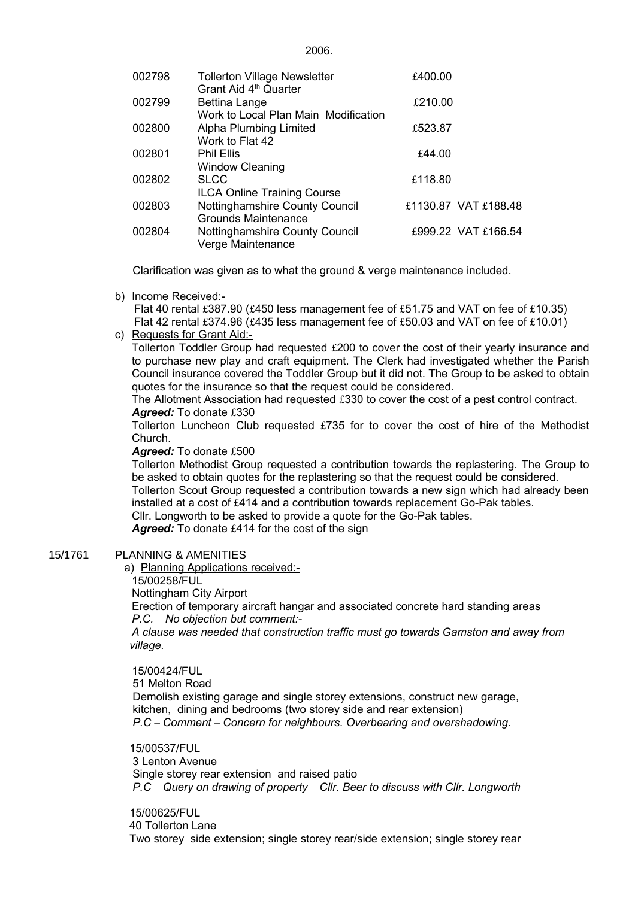2006.

| | | | |
|---|---|---|---|
| 002798 | Tollerton Village Newsletter<br>Grant Aid 4th Quarter | £400.00 | |
| 002799 | Bettina Lange<br>Work to Local Plan Main Modification | £210.00 | |
| 002800 | Alpha Plumbing Limited<br>Work to Flat 42 | £523.87 | |
| 002801 | Phil Ellis<br>Window Cleaning | £44.00 | |
| 002802 | SLCC<br>ILCA Online Training Course | £118.80 | |
| 002803 | Nottinghamshire County Council<br>Grounds Maintenance | £1130.87 | VAT £188.48 |
| 002804 | Nottinghamshire County Council<br>Verge Maintenance | £999.22 | VAT £166.54 |

Clarification was given as to what the ground & verge maintenance included.

b) Income Received:-

Flat 40 rental £387.90 (£450 less management fee of £51.75 and VAT on fee of £10.35)
Flat 42 rental £374.96 (£435 less management fee of £50.03 and VAT on fee of £10.01)

c) Requests for Grant Aid:-

Tollerton Toddler Group had requested £200 to cover the cost of their yearly insurance and to purchase new play and craft equipment. The Clerk had investigated whether the Parish Council insurance covered the Toddler Group but it did not. The Group to be asked to obtain quotes for the insurance so that the request could be considered.

The Allotment Association had requested £330 to cover the cost of a pest control contract.

***Agreed:*** To donate £330

Tollerton Luncheon Club requested £735 for to cover the cost of hire of the Methodist Church.

***Agreed:*** To donate £500

Tollerton Methodist Group requested a contribution towards the replastering. The Group to be asked to obtain quotes for the replastering so that the request could be considered.

Tollerton Scout Group requested a contribution towards a new sign which had already been installed at a cost of £414 and a contribution towards replacement Go-Pak tables.

Cllr. Longworth to be asked to provide a quote for the Go-Pak tables.

***Agreed:*** To donate £414 for the cost of the sign

15/1761 PLANNING & AMENITIES

a) Planning Applications received:-

15/00258/FUL
Nottingham City Airport
Erection of temporary aircraft hangar and associated concrete hard standing areas
*P.C. – No objection but comment:-*
*A clause was needed that construction traffic must go towards Gamston and away from village.*

15/00424/FUL
51 Melton Road
Demolish existing garage and single storey extensions, construct new garage, kitchen, dining and bedrooms (two storey side and rear extension)
*P.C – Comment – Concern for neighbours. Overbearing and overshadowing.*

15/00537/FUL
3 Lenton Avenue
Single storey rear extension and raised patio
*P.C – Query on drawing of property – Cllr. Beer to discuss with Cllr. Longworth*

15/00625/FUL
40 Tollerton Lane
Two storey side extension; single storey rear/side extension; single storey rear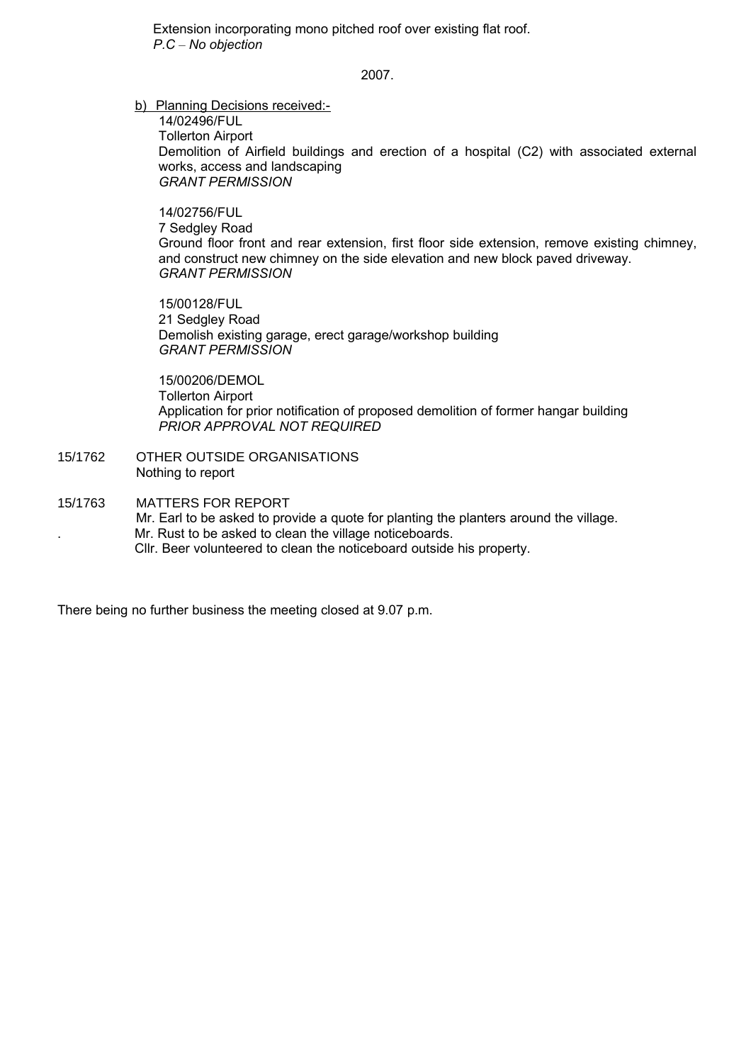Extension incorporating mono pitched roof over existing flat roof.
*P.C – No objection*

2007.

b) Planning Decisions received:-

14/02496/FUL
Tollerton Airport
Demolition of Airfield buildings and erection of a hospital (C2) with associated external works, access and landscaping
*GRANT PERMISSION*

14/02756/FUL
7 Sedgley Road
Ground floor front and rear extension, first floor side extension, remove existing chimney, and construct new chimney on the side elevation and new block paved driveway.
*GRANT PERMISSION*

15/00128/FUL
21 Sedgley Road
Demolish existing garage, erect garage/workshop building
*GRANT PERMISSION*

15/00206/DEMOL
Tollerton Airport
Application for prior notification of proposed demolition of former hangar building
*PRIOR APPROVAL NOT REQUIRED*

15/1762 OTHER OUTSIDE ORGANISATIONS
Nothing to report

15/1763 MATTERS FOR REPORT
Mr. Earl to be asked to provide a quote for planting the planters around the village.
. Mr. Rust to be asked to clean the village noticeboards.
Cllr. Beer volunteered to clean the noticeboard outside his property.

There being no further business the meeting closed at 9.07 p.m.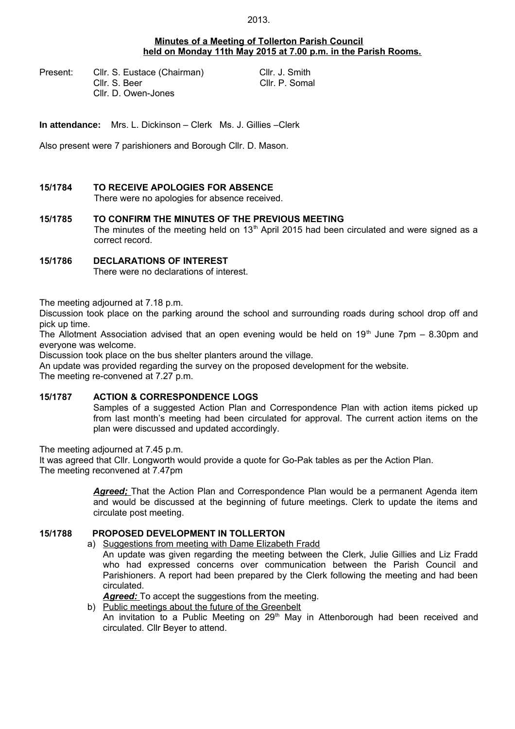2013.

**Minutes of a Meeting of Tollerton Parish Council held on Monday 11th May 2015 at 7.00 p.m. in the Parish Rooms.**

Present: Cllr. S. Eustace (Chairman) Cllr. J. Smith
Cllr. S. Beer Cllr. P. Somal
Cllr. D. Owen-Jones

**In attendance:** Mrs. L. Dickinson – Clerk Ms. J. Gillies –Clerk

Also present were 7 parishioners and Borough Cllr. D. Mason.

**15/1784 TO RECEIVE APOLOGIES FOR ABSENCE**

There were no apologies for absence received.

**15/1785 TO CONFIRM THE MINUTES OF THE PREVIOUS MEETING**

The minutes of the meeting held on 13th April 2015 had been circulated and were signed as a correct record.

**15/1786 DECLARATIONS OF INTEREST**

There were no declarations of interest.

The meeting adjourned at 7.18 p.m.

Discussion took place on the parking around the school and surrounding roads during school drop off and pick up time.

The Allotment Association advised that an open evening would be held on 19th June 7pm – 8.30pm and everyone was welcome.

Discussion took place on the bus shelter planters around the village.

An update was provided regarding the survey on the proposed development for the website.

The meeting re-convened at 7.27 p.m.

**15/1787 ACTION & CORRESPONDENCE LOGS**

Samples of a suggested Action Plan and Correspondence Plan with action items picked up from last month's meeting had been circulated for approval. The current action items on the plan were discussed and updated accordingly.

The meeting adjourned at 7.45 p.m.

It was agreed that Cllr. Longworth would provide a quote for Go-Pak tables as per the Action Plan.

The meeting reconvened at 7.47pm

***Agreed;*** That the Action Plan and Correspondence Plan would be a permanent Agenda item and would be discussed at the beginning of future meetings. Clerk to update the items and circulate post meeting.

**15/1788 PROPOSED DEVELOPMENT IN TOLLERTON**

a) Suggestions from meeting with Dame Elizabeth Fradd

An update was given regarding the meeting between the Clerk, Julie Gillies and Liz Fradd who had expressed concerns over communication between the Parish Council and Parishioners. A report had been prepared by the Clerk following the meeting and had been circulated.

***Agreed:*** To accept the suggestions from the meeting.

b) Public meetings about the future of the Greenbelt

An invitation to a Public Meeting on 29th May in Attenborough had been received and circulated. Cllr Beyer to attend.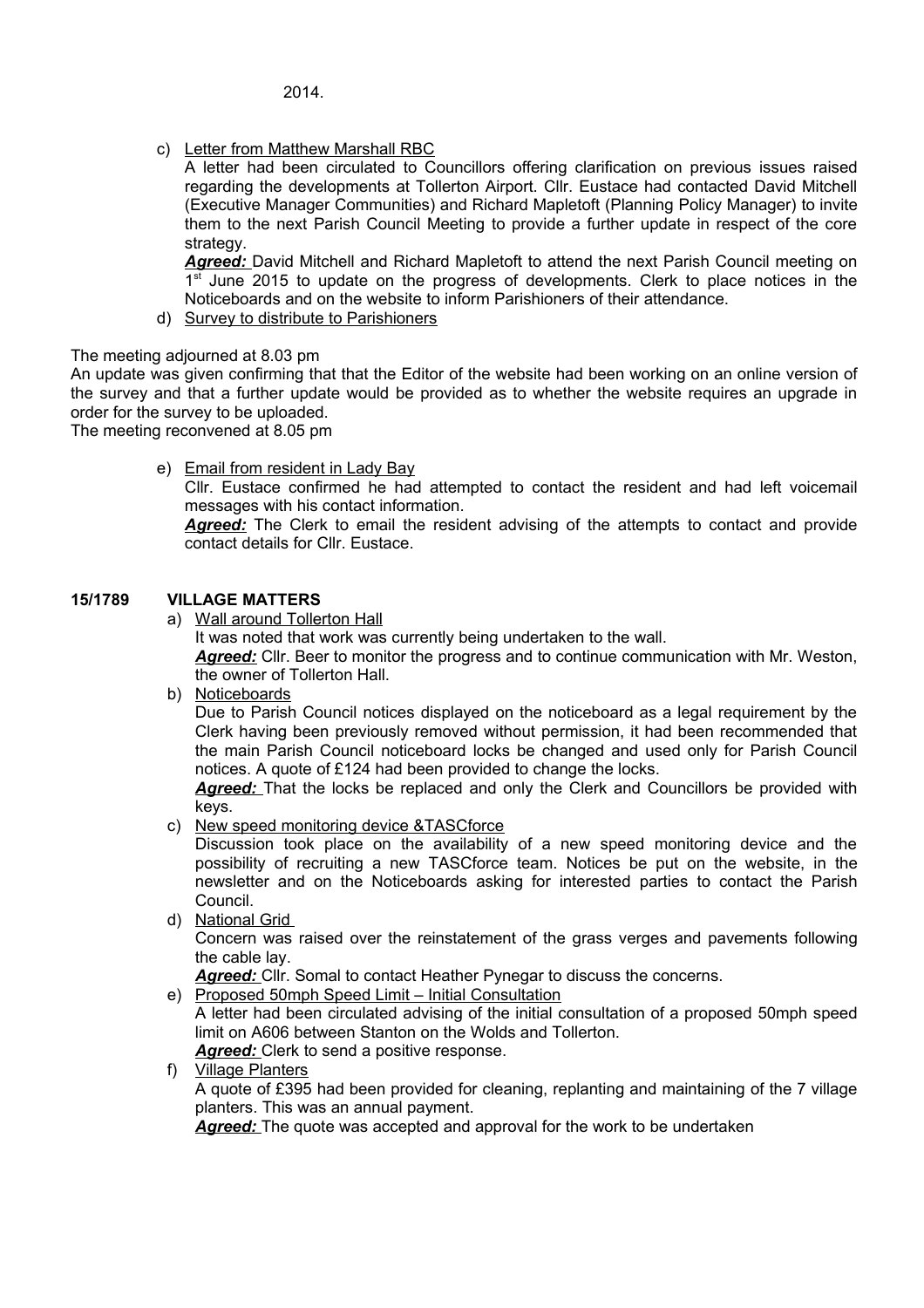2014.

c) Letter from Matthew Marshall RBC

   A letter had been circulated to Councillors offering clarification on previous issues raised regarding the developments at Tollerton Airport. Cllr. Eustace had contacted David Mitchell (Executive Manager Communities) and Richard Mapletoft (Planning Policy Manager) to invite them to the next Parish Council Meeting to provide a further update in respect of the core strategy.

   ***Agreed:*** David Mitchell and Richard Mapletoft to attend the next Parish Council meeting on 1st June 2015 to update on the progress of developments. Clerk to place notices in the Noticeboards and on the website to inform Parishioners of their attendance.

d) Survey to distribute to Parishioners

The meeting adjourned at 8.03 pm

An update was given confirming that that the Editor of the website had been working on an online version of the survey and that a further update would be provided as to whether the website requires an upgrade in order for the survey to be uploaded.

The meeting reconvened at 8.05 pm

e) Email from resident in Lady Bay

   Cllr. Eustace confirmed he had attempted to contact the resident and had left voicemail messages with his contact information.

   ***Agreed:*** The Clerk to email the resident advising of the attempts to contact and provide contact details for Cllr. Eustace.

**15/1789 VILLAGE MATTERS**

a) Wall around Tollerton Hall

   It was noted that work was currently being undertaken to the wall.

   ***Agreed:*** Cllr. Beer to monitor the progress and to continue communication with Mr. Weston, the owner of Tollerton Hall.

b) Noticeboards

   Due to Parish Council notices displayed on the noticeboard as a legal requirement by the Clerk having been previously removed without permission, it had been recommended that the main Parish Council noticeboard locks be changed and used only for Parish Council notices. A quote of £124 had been provided to change the locks.

   ***Agreed:*** That the locks be replaced and only the Clerk and Councillors be provided with keys.

c) New speed monitoring device &TASCforce

   Discussion took place on the availability of a new speed monitoring device and the possibility of recruiting a new TASCforce team. Notices be put on the website, in the newsletter and on the Noticeboards asking for interested parties to contact the Parish Council.

d) National Grid

   Concern was raised over the reinstatement of the grass verges and pavements following the cable lay.

   ***Agreed:*** Cllr. Somal to contact Heather Pynegar to discuss the concerns.

e) Proposed 50mph Speed Limit – Initial Consultation

   A letter had been circulated advising of the initial consultation of a proposed 50mph speed limit on A606 between Stanton on the Wolds and Tollerton.

   ***Agreed:*** Clerk to send a positive response.

f) Village Planters

   A quote of £395 had been provided for cleaning, replanting and maintaining of the 7 village planters. This was an annual payment.

   ***Agreed:*** The quote was accepted and approval for the work to be undertaken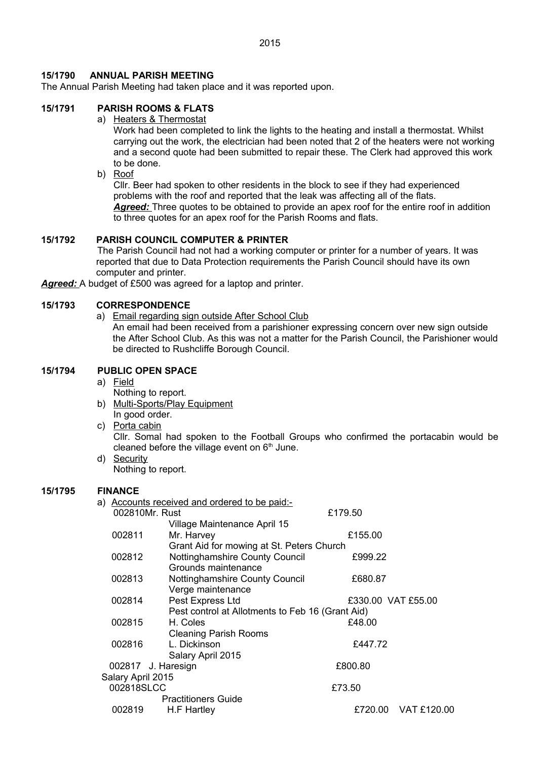**15/1790 ANNUAL PARISH MEETING**

The Annual Parish Meeting had taken place and it was reported upon.

**15/1791 PARISH ROOMS & FLATS**

a) Heaters & Thermostat

Work had been completed to link the lights to the heating and install a thermostat. Whilst carrying out the work, the electrician had been noted that 2 of the heaters were not working and a second quote had been submitted to repair these. The Clerk had approved this work to be done.

b) Roof

Cllr. Beer had spoken to other residents in the block to see if they had experienced problems with the roof and reported that the leak was affecting all of the flats.

***Agreed:*** Three quotes to be obtained to provide an apex roof for the entire roof in addition to three quotes for an apex roof for the Parish Rooms and flats.

**15/1792 PARISH COUNCIL COMPUTER & PRINTER**

The Parish Council had not had a working computer or printer for a number of years. It was reported that due to Data Protection requirements the Parish Council should have its own computer and printer.

***Agreed:*** A budget of £500 was agreed for a laptop and printer.

**15/1793 CORRESPONDENCE**

a) Email regarding sign outside After School Club

An email had been received from a parishioner expressing concern over new sign outside the After School Club. As this was not a matter for the Parish Council, the Parishioner would be directed to Rushcliffe Borough Council.

**15/1794 PUBLIC OPEN SPACE**

a) Field

Nothing to report.

b) Multi-Sports/Play Equipment

In good order.

c) Porta cabin

Cllr. Somal had spoken to the Football Groups who confirmed the portacabin would be cleaned before the village event on 6th June.

d) Security

Nothing to report.

**15/1795 FINANCE**

a) Accounts received and ordered to be paid:-

| | | | |
|---|---|---|---|
| 002810 | Mr. Rust<br>Village Maintenance April 15 | £179.50 | |
| 002811 | Mr. Harvey<br>Grant Aid for mowing at St. Peters Church | £155.00 | |
| 002812 | Nottinghamshire County Council<br>Grounds maintenance | £999.22 | |
| 002813 | Nottinghamshire County Council<br>Verge maintenance | £680.87 | |
| 002814 | Pest Express Ltd<br>Pest control at Allotments to Feb 16 (Grant Aid) | £330.00 | VAT £55.00 |
| 002815 | H. Coles<br>Cleaning Parish Rooms | £48.00 | |
| 002816 | L. Dickinson<br>Salary April 2015 | £447.72 | |
| 002817 | J. Haresign<br>Salary April 2015 | £800.80 | |
| 002818 | SLCC<br>Practitioners Guide | £73.50 | |
| 002819 | H.F Hartley | £720.00 | VAT £120.00 |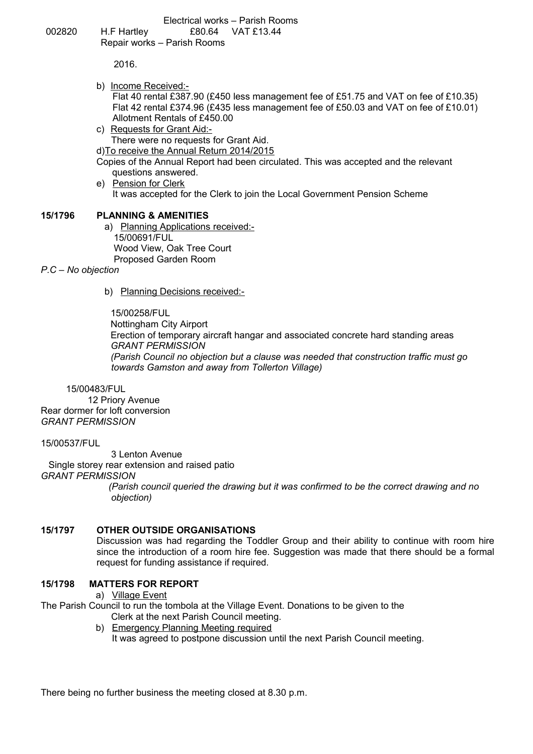Electrical works – Parish Rooms

002820 H.F Hartley £80.64 VAT £13.44

Repair works – Parish Rooms

2016.

b) Income Received:-

Flat 40 rental £387.90 (£450 less management fee of £51.75 and VAT on fee of £10.35)
Flat 42 rental £374.96 (£435 less management fee of £50.03 and VAT on fee of £10.01)
Allotment Rentals of £450.00

c) Requests for Grant Aid:-

There were no requests for Grant Aid.

d) To receive the Annual Return 2014/2015

Copies of the Annual Report had been circulated. This was accepted and the relevant questions answered.

e) Pension for Clerk

It was accepted for the Clerk to join the Local Government Pension Scheme

**15/1796 PLANNING & AMENITIES**

a) Planning Applications received:-

15/00691/FUL
Wood View, Oak Tree Court
Proposed Garden Room

*P.C – No objection*

b) Planning Decisions received:-

15/00258/FUL
Nottingham City Airport
Erection of temporary aircraft hangar and associated concrete hard standing areas
*GRANT PERMISSION*
*(Parish Council no objection but a clause was needed that construction traffic must go towards Gamston and away from Tollerton Village)*

15/00483/FUL
12 Priory Avenue
Rear dormer for loft conversion
*GRANT PERMISSION*

15/00537/FUL
3 Lenton Avenue
Single storey rear extension and raised patio
*GRANT PERMISSION*
*(Parish council queried the drawing but it was confirmed to be the correct drawing and no objection)*

**15/1797 OTHER OUTSIDE ORGANISATIONS**

Discussion was had regarding the Toddler Group and their ability to continue with room hire since the introduction of a room hire fee. Suggestion was made that there should be a formal request for funding assistance if required.

**15/1798 MATTERS FOR REPORT**

a) Village Event

The Parish Council to run the tombola at the Village Event. Donations to be given to the Clerk at the next Parish Council meeting.

b) Emergency Planning Meeting required

It was agreed to postpone discussion until the next Parish Council meeting.

There being no further business the meeting closed at 8.30 p.m.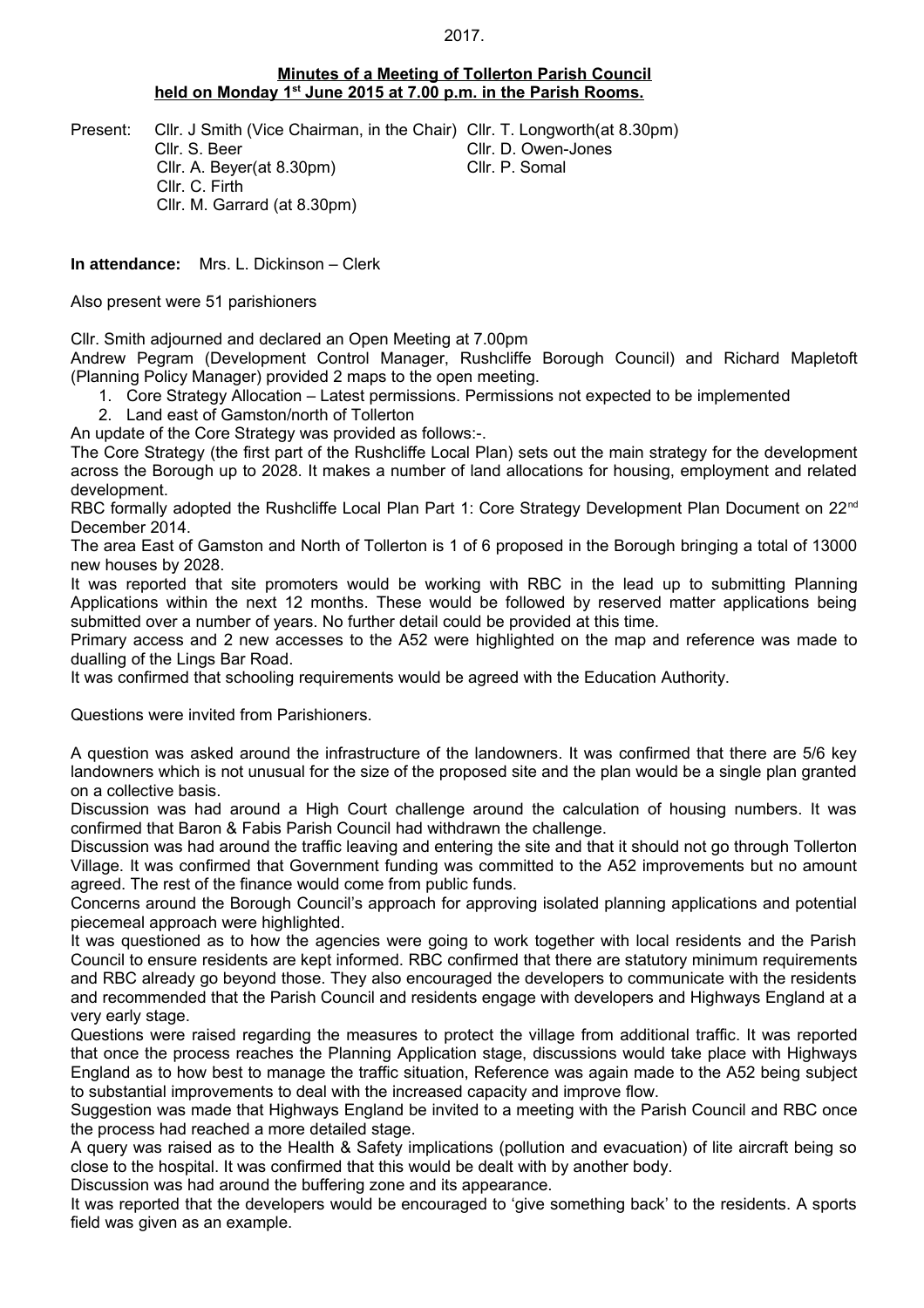2017.

**Minutes of a Meeting of Tollerton Parish Council held on Monday 1st June 2015 at 7.00 p.m. in the Parish Rooms.**

Present:
Cllr. J Smith (Vice Chairman, in the Chair)
Cllr. S. Beer
Cllr. A. Beyer(at 8.30pm)
Cllr. C. Firth
Cllr. M. Garrard (at 8.30pm)
Cllr. T. Longworth(at 8.30pm)
Cllr. D. Owen-Jones
Cllr. P. Somal

**In attendance:** Mrs. L. Dickinson – Clerk

Also present were 51 parishioners

Cllr. Smith adjourned and declared an Open Meeting at 7.00pm

Andrew Pegram (Development Control Manager, Rushcliffe Borough Council) and Richard Mapletoft (Planning Policy Manager) provided 2 maps to the open meeting.

1. Core Strategy Allocation – Latest permissions. Permissions not expected to be implemented
2. Land east of Gamston/north of Tollerton

An update of the Core Strategy was provided as follows:-.

The Core Strategy (the first part of the Rushcliffe Local Plan) sets out the main strategy for the development across the Borough up to 2028. It makes a number of land allocations for housing, employment and related development.

RBC formally adopted the Rushcliffe Local Plan Part 1: Core Strategy Development Plan Document on 22nd December 2014.

The area East of Gamston and North of Tollerton is 1 of 6 proposed in the Borough bringing a total of 13000 new houses by 2028.

It was reported that site promoters would be working with RBC in the lead up to submitting Planning Applications within the next 12 months. These would be followed by reserved matter applications being submitted over a number of years. No further detail could be provided at this time.

Primary access and 2 new accesses to the A52 were highlighted on the map and reference was made to dualling of the Lings Bar Road.

It was confirmed that schooling requirements would be agreed with the Education Authority.

Questions were invited from Parishioners.

A question was asked around the infrastructure of the landowners. It was confirmed that there are 5/6 key landowners which is not unusual for the size of the proposed site and the plan would be a single plan granted on a collective basis.

Discussion was had around a High Court challenge around the calculation of housing numbers. It was confirmed that Baron & Fabis Parish Council had withdrawn the challenge.

Discussion was had around the traffic leaving and entering the site and that it should not go through Tollerton Village. It was confirmed that Government funding was committed to the A52 improvements but no amount agreed. The rest of the finance would come from public funds.

Concerns around the Borough Council's approach for approving isolated planning applications and potential piecemeal approach were highlighted.

It was questioned as to how the agencies were going to work together with local residents and the Parish Council to ensure residents are kept informed. RBC confirmed that there are statutory minimum requirements and RBC already go beyond those. They also encouraged the developers to communicate with the residents and recommended that the Parish Council and residents engage with developers and Highways England at a very early stage.

Questions were raised regarding the measures to protect the village from additional traffic. It was reported that once the process reaches the Planning Application stage, discussions would take place with Highways England as to how best to manage the traffic situation, Reference was again made to the A52 being subject to substantial improvements to deal with the increased capacity and improve flow.

Suggestion was made that Highways England be invited to a meeting with the Parish Council and RBC once the process had reached a more detailed stage.

A query was raised as to the Health & Safety implications (pollution and evacuation) of lite aircraft being so close to the hospital. It was confirmed that this would be dealt with by another body.

Discussion was had around the buffering zone and its appearance.

It was reported that the developers would be encouraged to 'give something back' to the residents. A sports field was given as an example.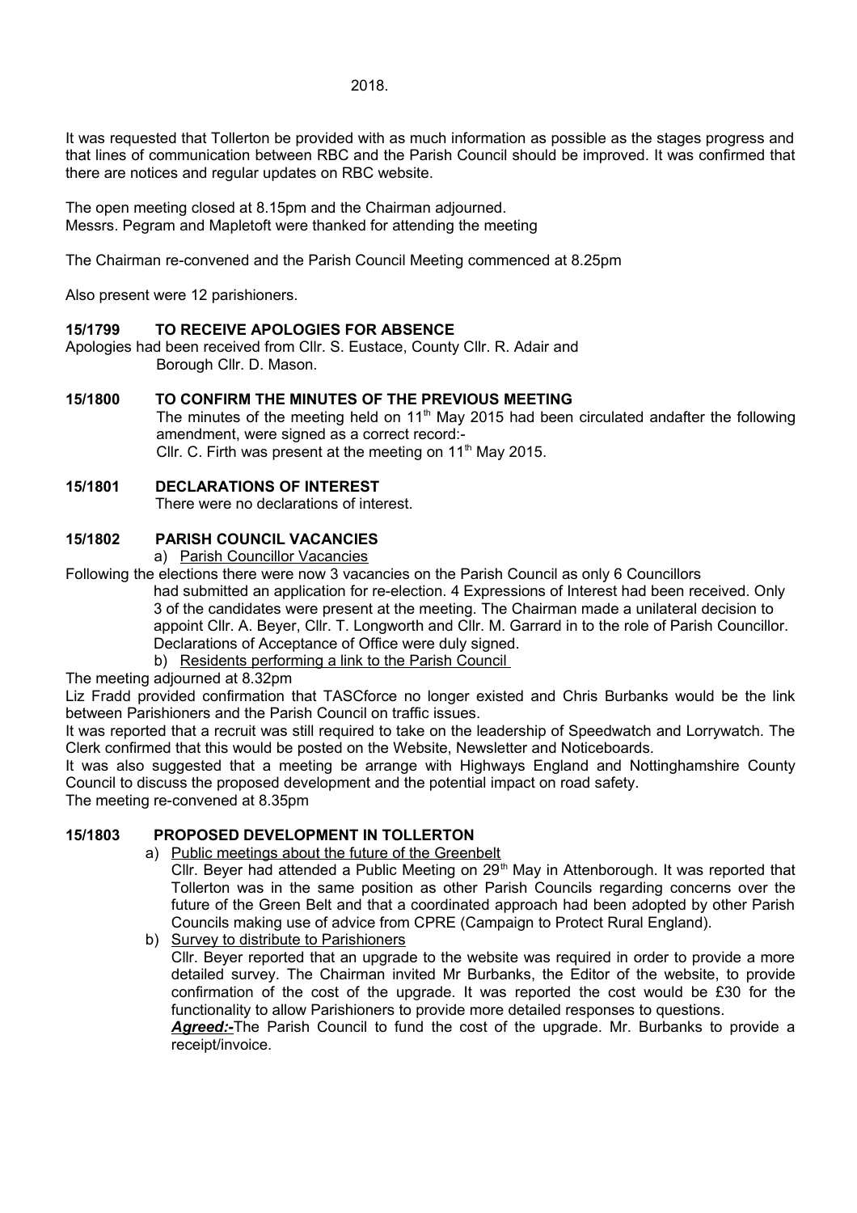2018.

It was requested that Tollerton be provided with as much information as possible as the stages progress and that lines of communication between RBC and the Parish Council should be improved. It was confirmed that there are notices and regular updates on RBC website.

The open meeting closed at 8.15pm and the Chairman adjourned.
Messrs. Pegram and Mapletoft were thanked for attending the meeting

The Chairman re-convened and the Parish Council Meeting commenced at 8.25pm

Also present were 12 parishioners.

**15/1799 TO RECEIVE APOLOGIES FOR ABSENCE**

Apologies had been received from Cllr. S. Eustace, County Cllr. R. Adair and Borough Cllr. D. Mason.

**15/1800 TO CONFIRM THE MINUTES OF THE PREVIOUS MEETING**

The minutes of the meeting held on 11th May 2015 had been circulated andafter the following amendment, were signed as a correct record:-
Cllr. C. Firth was present at the meeting on 11th May 2015.

**15/1801 DECLARATIONS OF INTEREST**

There were no declarations of interest.

**15/1802 PARISH COUNCIL VACANCIES**

a) Parish Councillor Vacancies

Following the elections there were now 3 vacancies on the Parish Council as only 6 Councillors had submitted an application for re-election. 4 Expressions of Interest had been received. Only 3 of the candidates were present at the meeting. The Chairman made a unilateral decision to appoint Cllr. A. Beyer, Cllr. T. Longworth and Cllr. M. Garrard in to the role of Parish Councillor. Declarations of Acceptance of Office were duly signed.

b) Residents performing a link to the Parish Council

The meeting adjourned at 8.32pm

Liz Fradd provided confirmation that TASCforce no longer existed and Chris Burbanks would be the link between Parishioners and the Parish Council on traffic issues.

It was reported that a recruit was still required to take on the leadership of Speedwatch and Lorrywatch. The Clerk confirmed that this would be posted on the Website, Newsletter and Noticeboards.

It was also suggested that a meeting be arrange with Highways England and Nottinghamshire County Council to discuss the proposed development and the potential impact on road safety.

The meeting re-convened at 8.35pm

**15/1803 PROPOSED DEVELOPMENT IN TOLLERTON**

a) Public meetings about the future of the Greenbelt

Cllr. Beyer had attended a Public Meeting on 29th May in Attenborough. It was reported that Tollerton was in the same position as other Parish Councils regarding concerns over the future of the Green Belt and that a coordinated approach had been adopted by other Parish Councils making use of advice from CPRE (Campaign to Protect Rural England).

b) Survey to distribute to Parishioners

Cllr. Beyer reported that an upgrade to the website was required in order to provide a more detailed survey. The Chairman invited Mr Burbanks, the Editor of the website, to provide confirmation of the cost of the upgrade. It was reported the cost would be £30 for the functionality to allow Parishioners to provide more detailed responses to questions.

***Agreed:-***The Parish Council to fund the cost of the upgrade. Mr. Burbanks to provide a receipt/invoice.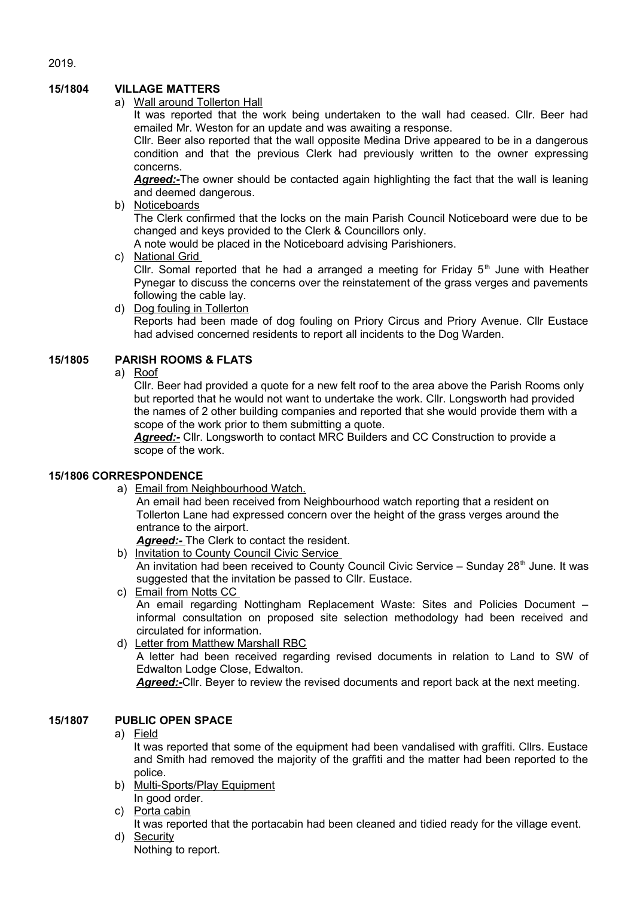2019.

**15/1804 VILLAGE MATTERS**

a) Wall around Tollerton Hall

It was reported that the work being undertaken to the wall had ceased. Cllr. Beer had emailed Mr. Weston for an update and was awaiting a response.

Cllr. Beer also reported that the wall opposite Medina Drive appeared to be in a dangerous condition and that the previous Clerk had previously written to the owner expressing concerns.

***Agreed:-***The owner should be contacted again highlighting the fact that the wall is leaning and deemed dangerous.

b) Noticeboards

The Clerk confirmed that the locks on the main Parish Council Noticeboard were due to be changed and keys provided to the Clerk & Councillors only.

A note would be placed in the Noticeboard advising Parishioners.

c) National Grid

Cllr. Somal reported that he had a arranged a meeting for Friday 5th June with Heather Pynegar to discuss the concerns over the reinstatement of the grass verges and pavements following the cable lay.

d) Dog fouling in Tollerton

Reports had been made of dog fouling on Priory Circus and Priory Avenue. Cllr Eustace had advised concerned residents to report all incidents to the Dog Warden.

**15/1805 PARISH ROOMS & FLATS**

a) Roof

Cllr. Beer had provided a quote for a new felt roof to the area above the Parish Rooms only but reported that he would not want to undertake the work. Cllr. Longsworth had provided the names of 2 other building companies and reported that she would provide them with a scope of the work prior to them submitting a quote.

***Agreed:-*** Cllr. Longsworth to contact MRC Builders and CC Construction to provide a scope of the work.

**15/1806 CORRESPONDENCE**

a) Email from Neighbourhood Watch.

An email had been received from Neighbourhood watch reporting that a resident on Tollerton Lane had expressed concern over the height of the grass verges around the entrance to the airport.

***Agreed:-*** The Clerk to contact the resident.

b) Invitation to County Council Civic Service

An invitation had been received to County Council Civic Service – Sunday 28th June. It was suggested that the invitation be passed to Cllr. Eustace.

c) Email from Notts CC

An email regarding Nottingham Replacement Waste: Sites and Policies Document – informal consultation on proposed site selection methodology had been received and circulated for information.

d) Letter from Matthew Marshall RBC

A letter had been received regarding revised documents in relation to Land to SW of Edwalton Lodge Close, Edwalton.

***Agreed:-***Cllr. Beyer to review the revised documents and report back at the next meeting.

**15/1807 PUBLIC OPEN SPACE**

a) Field

It was reported that some of the equipment had been vandalised with graffiti. Cllrs. Eustace and Smith had removed the majority of the graffiti and the matter had been reported to the police.

b) Multi-Sports/Play Equipment

In good order.

c) Porta cabin

It was reported that the portacabin had been cleaned and tidied ready for the village event.

d) Security

Nothing to report.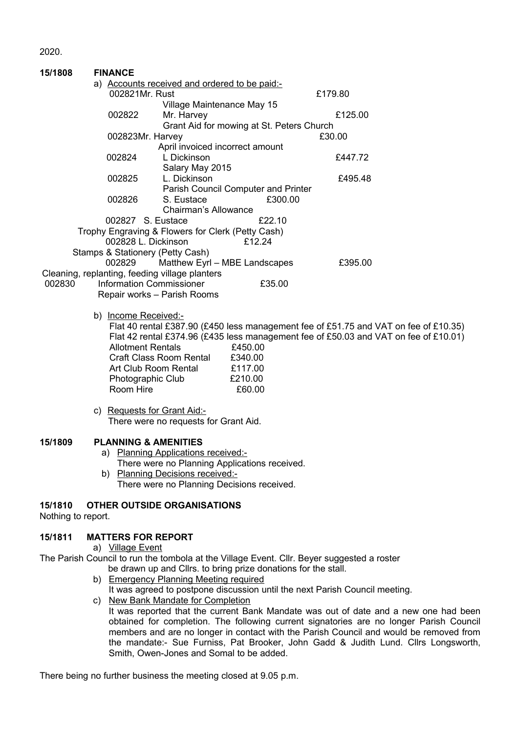2020.

**15/1808 FINANCE**

a) Accounts received and ordered to be paid:-

| | | |
|---|---|---|
| 002821 | Mr. Rust<br>Village Maintenance May 15 | £179.80 |
| 002822 | Mr. Harvey<br>Grant Aid for mowing at St. Peters Church | £125.00 |
| 002823 | Mr. Harvey<br>April invoiced incorrect amount | £30.00 |
| 002824 | L Dickinson<br>Salary May 2015 | £447.72 |
| 002825 | L. Dickinson<br>Parish Council Computer and Printer | £495.48 |
| 002826 | S. Eustace<br>Chairman's Allowance | £300.00 |
| 002827 | S. Eustace<br>Trophy Engraving & Flowers for Clerk (Petty Cash) | £22.10 |
| 002828 | L. Dickinson<br>Stamps & Stationery (Petty Cash) | £12.24 |
| 002829 | Matthew Eyrl – MBE Landscapes<br>Cleaning, replanting, feeding village planters | £395.00 |
| 002830 | Information Commissioner<br>Repair works – Parish Rooms | £35.00 |

b) Income Received:-

Flat 40 rental £387.90 (£450 less management fee of £51.75 and VAT on fee of £10.35)
Flat 42 rental £374.96 (£435 less management fee of £50.03 and VAT on fee of £10.01)

| | |
|---|---|
| Allotment Rentals | £450.00 |
| Craft Class Room Rental | £340.00 |
| Art Club Room Rental | £117.00 |
| Photographic Club | £210.00 |
| Room Hire | £60.00 |

c) Requests for Grant Aid:-
There were no requests for Grant Aid.

**15/1809 PLANNING & AMENITIES**

a) Planning Applications received:-
There were no Planning Applications received.

b) Planning Decisions received:-
There were no Planning Decisions received.

**15/1810 OTHER OUTSIDE ORGANISATIONS**

Nothing to report.

**15/1811 MATTERS FOR REPORT**

a) Village Event

The Parish Council to run the tombola at the Village Event. Cllr. Beyer suggested a roster be drawn up and Cllrs. to bring prize donations for the stall.

b) Emergency Planning Meeting required
It was agreed to postpone discussion until the next Parish Council meeting.

c) New Bank Mandate for Completion
It was reported that the current Bank Mandate was out of date and a new one had been obtained for completion. The following current signatories are no longer Parish Council members and are no longer in contact with the Parish Council and would be removed from the mandate:- Sue Furniss, Pat Brooker, John Gadd & Judith Lund. Cllrs Longsworth, Smith, Owen-Jones and Somal to be added.

There being no further business the meeting closed at 9.05 p.m.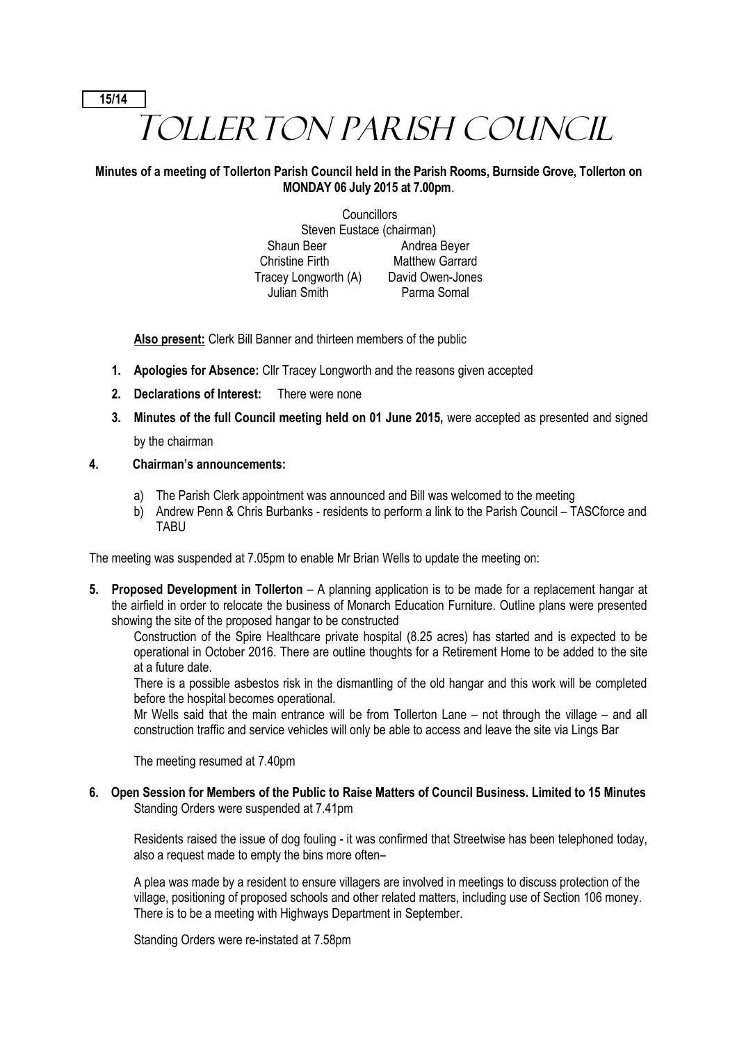15/14

# Tollerton Parish Council

**Minutes of a meeting of Tollerton Parish Council held in the Parish Rooms, Burnside Grove, Tollerton on MONDAY 06 July 2015 at 7.00pm**.

Councillors
Steven Eustace (chairman)

| | |
|---|---|
| Shaun Beer | Andrea Beyer |
| Christine Firth | Matthew Garrard |
| Tracey Longworth (A) | David Owen-Jones |
| Julian Smith | Parma Somal |

**Also present:** Clerk Bill Banner and thirteen members of the public

1. **Apologies for Absence:** Cllr Tracey Longworth and the reasons given accepted
2. **Declarations of Interest:** There were none
3. **Minutes of the full Council meeting held on 01 June 2015,** were accepted as presented and signed by the chairman

**4. Chairman's announcements:**

a) The Parish Clerk appointment was announced and Bill was welcomed to the meeting
b) Andrew Penn & Chris Burbanks - residents to perform a link to the Parish Council – TASCforce and TABU

The meeting was suspended at 7.05pm to enable Mr Brian Wells to update the meeting on:

**5. Proposed Development in Tollerton** – A planning application is to be made for a replacement hangar at the airfield in order to relocate the business of Monarch Education Furniture. Outline plans were presented showing the site of the proposed hangar to be constructed

Construction of the Spire Healthcare private hospital (8.25 acres) has started and is expected to be operational in October 2016. There are outline thoughts for a Retirement Home to be added to the site at a future date.

There is a possible asbestos risk in the dismantling of the old hangar and this work will be completed before the hospital becomes operational.

Mr Wells said that the main entrance will be from Tollerton Lane – not through the village – and all construction traffic and service vehicles will only be able to access and leave the site via Lings Bar

The meeting resumed at 7.40pm

**6. Open Session for Members of the Public to Raise Matters of Council Business. Limited to 15 Minutes**
Standing Orders were suspended at 7.41pm

Residents raised the issue of dog fouling - it was confirmed that Streetwise has been telephoned today, also a request made to empty the bins more often–

A plea was made by a resident to ensure villagers are involved in meetings to discuss protection of the village, positioning of proposed schools and other related matters, including use of Section 106 money. There is to be a meeting with Highways Department in September.

Standing Orders were re-instated at 7.58pm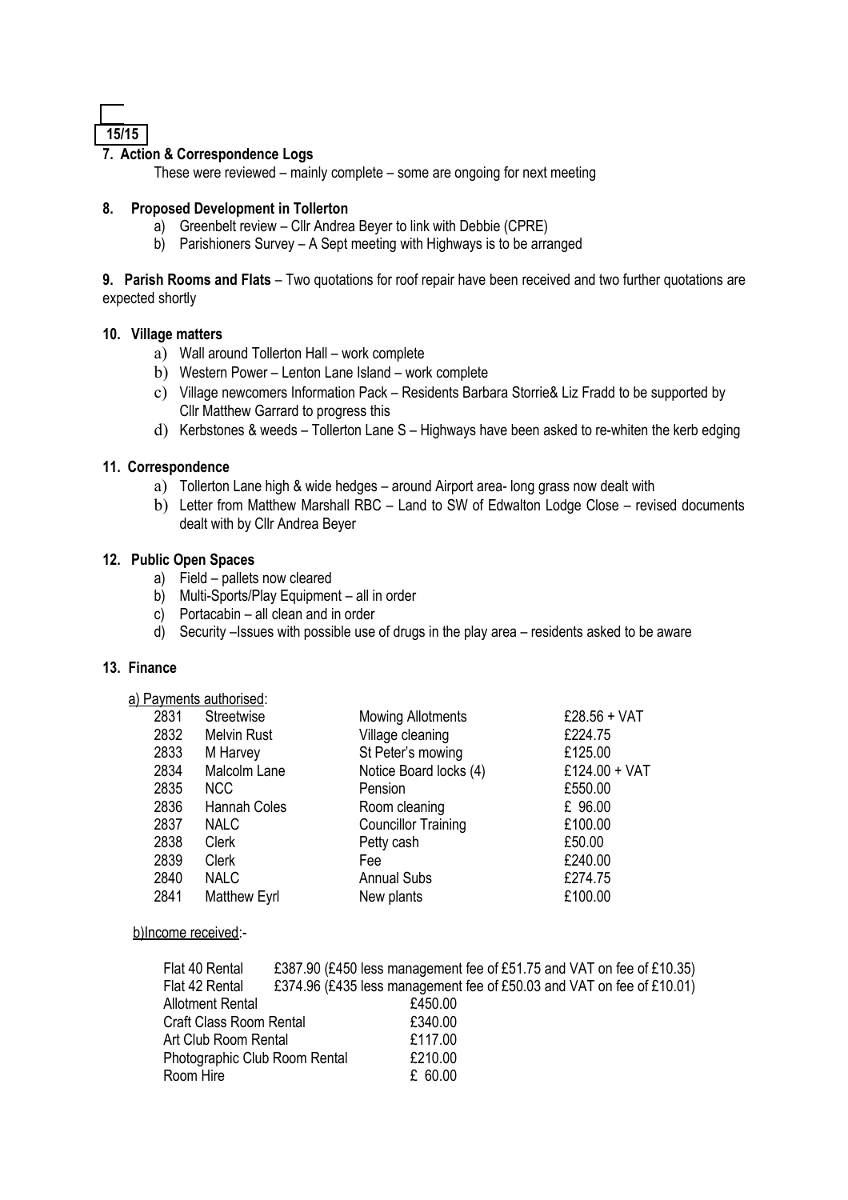**15/15**

**7. Action & Correspondence Logs**

These were reviewed – mainly complete – some are ongoing for next meeting

**8. Proposed Development in Tollerton**

a) Greenbelt review – Cllr Andrea Beyer to link with Debbie (CPRE)
b) Parishioners Survey – A Sept meeting with Highways is to be arranged

**9. Parish Rooms and Flats** – Two quotations for roof repair have been received and two further quotations are expected shortly

**10. Village matters**

a) Wall around Tollerton Hall – work complete
b) Western Power – Lenton Lane Island – work complete
c) Village newcomers Information Pack – Residents Barbara Storrie& Liz Fradd to be supported by Cllr Matthew Garrard to progress this
d) Kerbstones & weeds – Tollerton Lane S – Highways have been asked to re-whiten the kerb edging

**11. Correspondence**

a) Tollerton Lane high & wide hedges – around Airport area- long grass now dealt with
b) Letter from Matthew Marshall RBC – Land to SW of Edwalton Lodge Close – revised documents dealt with by Cllr Andrea Beyer

**12. Public Open Spaces**

a) Field – pallets now cleared
b) Multi-Sports/Play Equipment – all in order
c) Portacabin – all clean and in order
d) Security –Issues with possible use of drugs in the play area – residents asked to be aware

**13. Finance**

a) Payments authorised:

| | | | |
|---|---|---|---|
| 2831 | Streetwise | Mowing Allotments | £28.56 + VAT |
| 2832 | Melvin Rust | Village cleaning | £224.75 |
| 2833 | M Harvey | St Peter's mowing | £125.00 |
| 2834 | Malcolm Lane | Notice Board locks (4) | £124.00 + VAT |
| 2835 | NCC | Pension | £550.00 |
| 2836 | Hannah Coles | Room cleaning | £ 96.00 |
| 2837 | NALC | Councillor Training | £100.00 |
| 2838 | Clerk | Petty cash | £50.00 |
| 2839 | Clerk | Fee | £240.00 |
| 2840 | NALC | Annual Subs | £274.75 |
| 2841 | Matthew Eyrl | New plants | £100.00 |

b)Income received:-

| | |
|---|---|
| Flat 40 Rental | £387.90 (£450 less management fee of £51.75 and VAT on fee of £10.35) |
| Flat 42 Rental | £374.96 (£435 less management fee of £50.03 and VAT on fee of £10.01) |
| Allotment Rental | £450.00 |
| Craft Class Room Rental | £340.00 |
| Art Club Room Rental | £117.00 |
| Photographic Club Room Rental | £210.00 |
| Room Hire | £ 60.00 |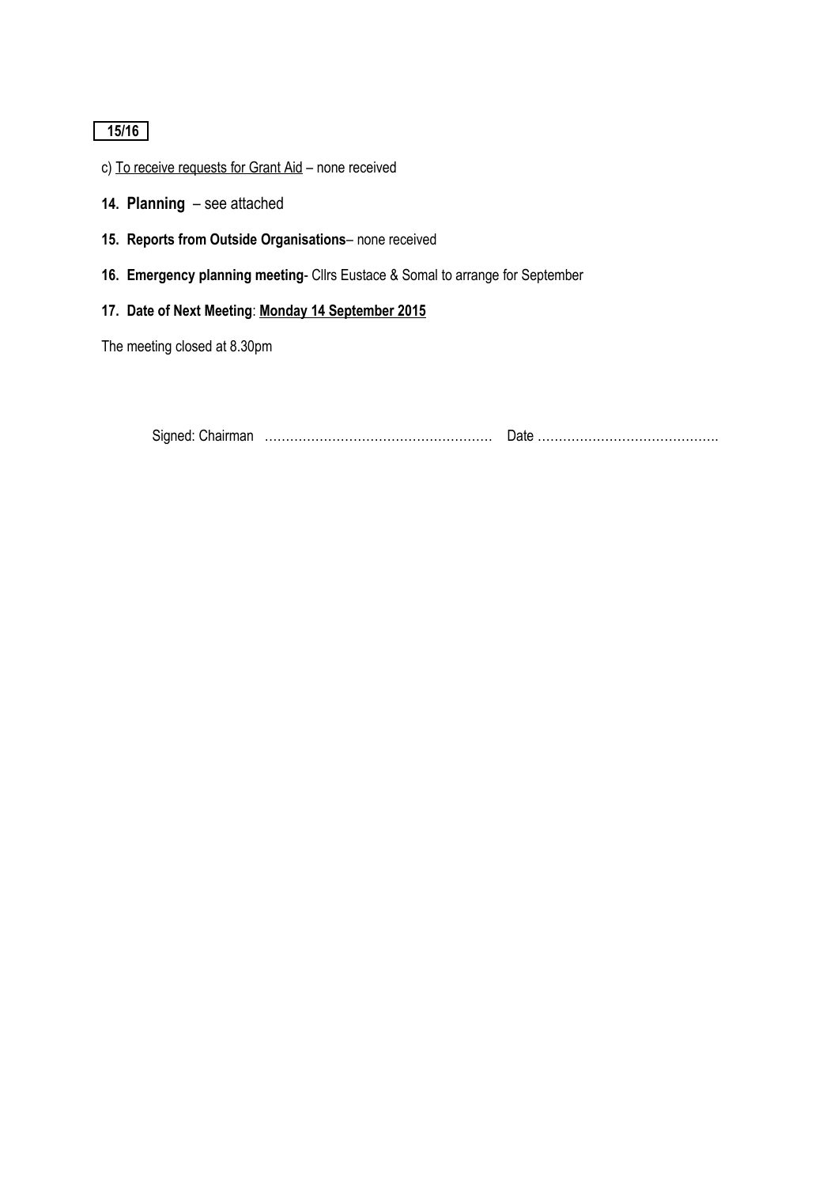**15/16**

c) <u>To receive requests for Grant Aid</u> – none received

14. **Planning** – see attached

15. **Reports from Outside Organisations**– none received

16. **Emergency planning meeting**- Cllrs Eustace & Somal to arrange for September

17. **Date of Next Meeting**: **<u>Monday 14 September 2015</u>**

The meeting closed at 8.30pm

Signed: Chairman ……………………………………………… Date …………………………………….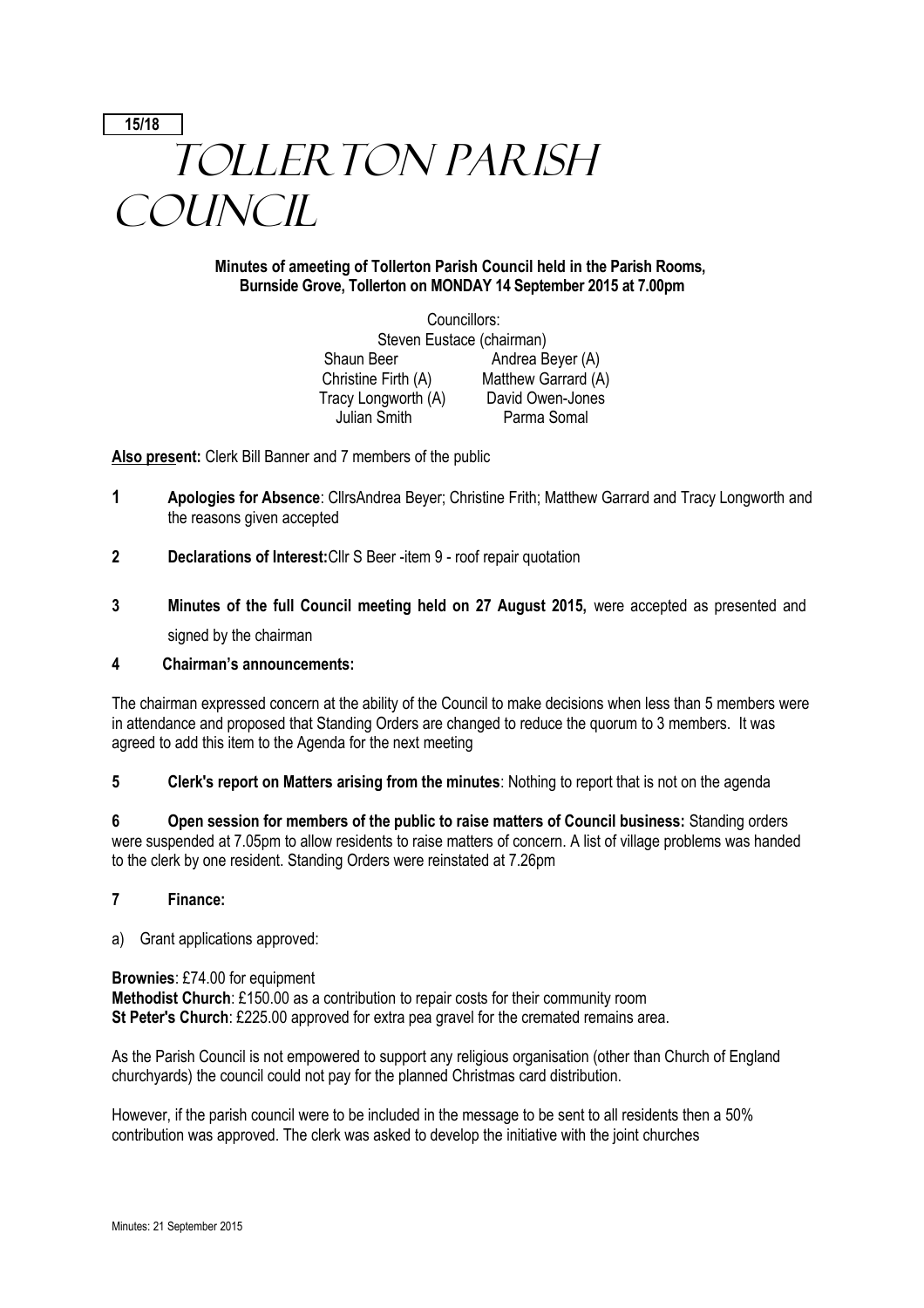**15/18**

# Tollerton Parish Council

**Minutes of ameeting of Tollerton Parish Council held in the Parish Rooms, Burnside Grove, Tollerton on MONDAY 14 September 2015 at 7.00pm**

Councillors:
Steven Eustace (chairman)

| | |
|---|---|
| Shaun Beer | Andrea Beyer (A) |
| Christine Firth (A) | Matthew Garrard (A) |
| Tracy Longworth (A) | David Owen-Jones |
| Julian Smith | Parma Somal |

**Also present:** Clerk Bill Banner and 7 members of the public

**1 Apologies for Absence**: CllrsAndrea Beyer; Christine Frith; Matthew Garrard and Tracy Longworth and the reasons given accepted

**2 Declarations of Interest:**Cllr S Beer -item 9 - roof repair quotation

**3 Minutes of the full Council meeting held on 27 August 2015,** were accepted as presented and signed by the chairman

**4 Chairman's announcements:**

The chairman expressed concern at the ability of the Council to make decisions when less than 5 members were in attendance and proposed that Standing Orders are changed to reduce the quorum to 3 members. It was agreed to add this item to the Agenda for the next meeting

**5 Clerk's report on Matters arising from the minutes**: Nothing to report that is not on the agenda

**6 Open session for members of the public to raise matters of Council business:** Standing orders were suspended at 7.05pm to allow residents to raise matters of concern. A list of village problems was handed to the clerk by one resident. Standing Orders were reinstated at 7.26pm

**7 Finance:**

a) Grant applications approved:

**Brownies**: £74.00 for equipment
**Methodist Church**: £150.00 as a contribution to repair costs for their community room
**St Peter's Church**: £225.00 approved for extra pea gravel for the cremated remains area.

As the Parish Council is not empowered to support any religious organisation (other than Church of England churchyards) the council could not pay for the planned Christmas card distribution.

However, if the parish council were to be included in the message to be sent to all residents then a 50% contribution was approved. The clerk was asked to develop the initiative with the joint churches

Minutes: 21 September 2015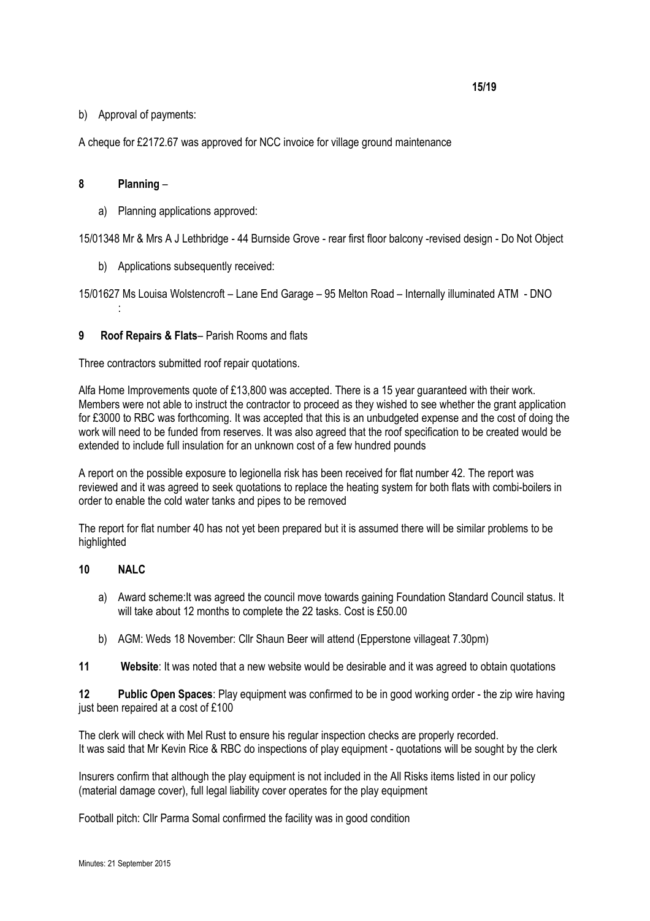b) Approval of payments:

A cheque for £2172.67 was approved for NCC invoice for village ground maintenance

**8 Planning** –

a) Planning applications approved:

15/01348 Mr & Mrs A J Lethbridge - 44 Burnside Grove - rear first floor balcony -revised design - Do Not Object

b) Applications subsequently received:

15/01627 Ms Louisa Wolstencroft – Lane End Garage – 95 Melton Road – Internally illuminated ATM - DNO
:

**9 Roof Repairs & Flats**– Parish Rooms and flats

Three contractors submitted roof repair quotations.

Alfa Home Improvements quote of £13,800 was accepted. There is a 15 year guaranteed with their work. Members were not able to instruct the contractor to proceed as they wished to see whether the grant application for £3000 to RBC was forthcoming. It was accepted that this is an unbudgeted expense and the cost of doing the work will need to be funded from reserves. It was also agreed that the roof specification to be created would be extended to include full insulation for an unknown cost of a few hundred pounds

A report on the possible exposure to legionella risk has been received for flat number 42. The report was reviewed and it was agreed to seek quotations to replace the heating system for both flats with combi-boilers in order to enable the cold water tanks and pipes to be removed

The report for flat number 40 has not yet been prepared but it is assumed there will be similar problems to be highlighted

**10 NALC**

a) Award scheme:It was agreed the council move towards gaining Foundation Standard Council status. It will take about 12 months to complete the 22 tasks. Cost is £50.00

b) AGM: Weds 18 November: Cllr Shaun Beer will attend (Epperstone villageat 7.30pm)

**11 Website**: It was noted that a new website would be desirable and it was agreed to obtain quotations

**12 Public Open Spaces**: Play equipment was confirmed to be in good working order - the zip wire having just been repaired at a cost of £100

The clerk will check with Mel Rust to ensure his regular inspection checks are properly recorded.
It was said that Mr Kevin Rice & RBC do inspections of play equipment - quotations will be sought by the clerk

Insurers confirm that although the play equipment is not included in the All Risks items listed in our policy (material damage cover), full legal liability cover operates for the play equipment

Football pitch: Cllr Parma Somal confirmed the facility was in good condition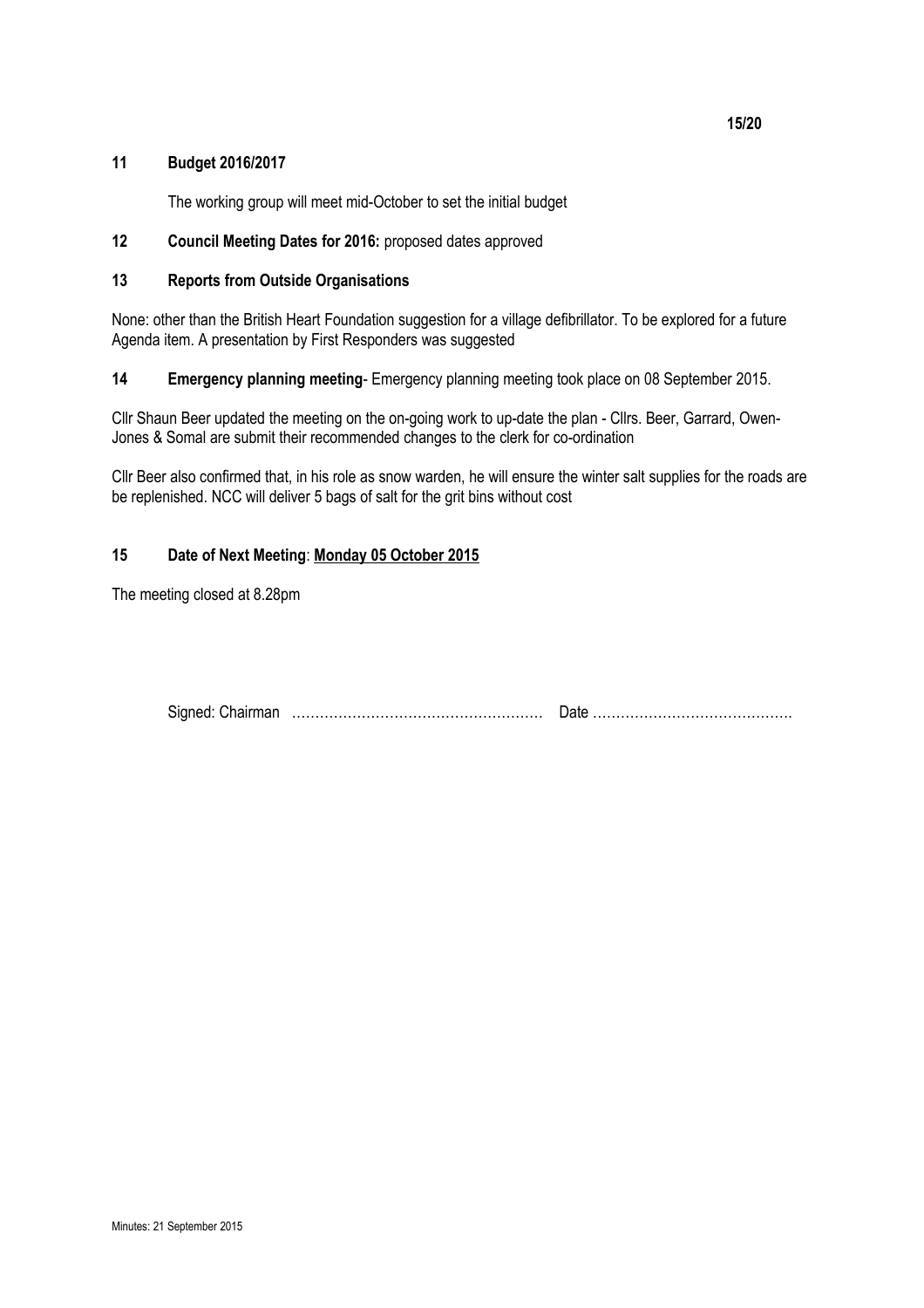## 11 Budget 2016/2017

The working group will meet mid-October to set the initial budget

## 12 Council Meeting Dates for 2016: proposed dates approved

## 13 Reports from Outside Organisations

None: other than the British Heart Foundation suggestion for a village defibrillator. To be explored for a future Agenda item. A presentation by First Responders was suggested

## 14 Emergency planning meeting- Emergency planning meeting took place on 08 September 2015.

Cllr Shaun Beer updated the meeting on the on-going work to up-date the plan - Cllrs. Beer, Garrard, Owen-Jones & Somal are submit their recommended changes to the clerk for co-ordination

Cllr Beer also confirmed that, in his role as snow warden, he will ensure the winter salt supplies for the roads are be replenished. NCC will deliver 5 bags of salt for the grit bins without cost

## 15 Date of Next Meeting: Monday 05 October 2015

The meeting closed at 8.28pm

Signed: Chairman ……………………………………………… Date …………………………………….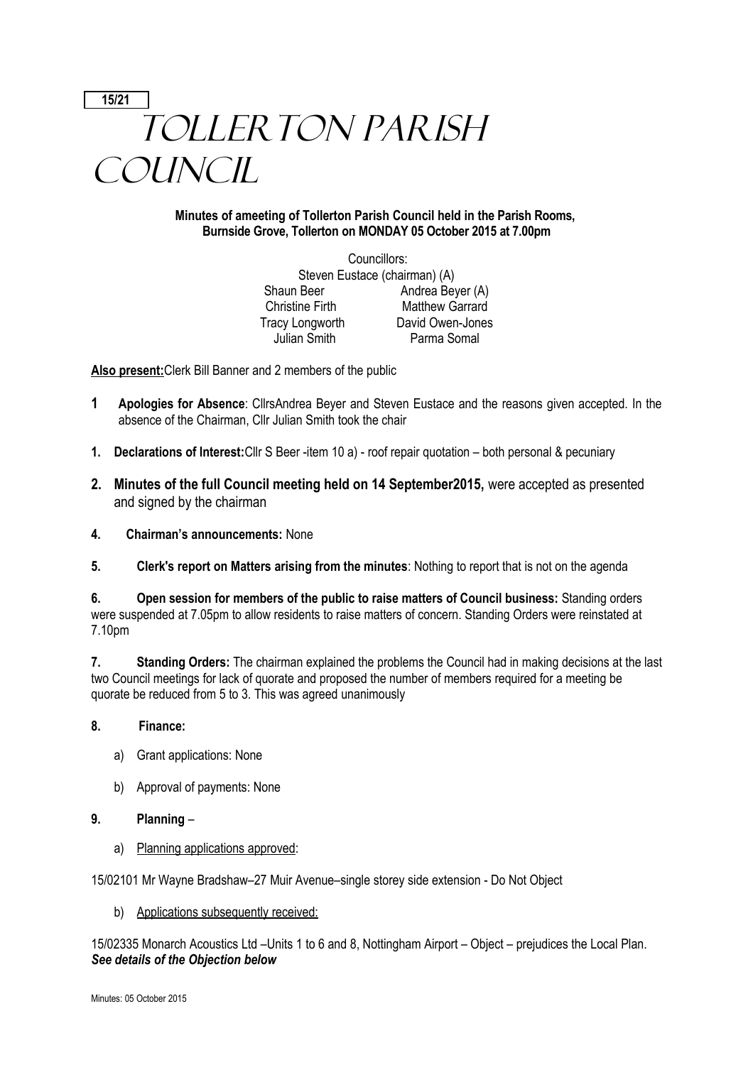15/21

# Tollerton Parish Council

**Minutes of ameeting of Tollerton Parish Council held in the Parish Rooms, Burnside Grove, Tollerton on MONDAY 05 October 2015 at 7.00pm**

Councillors:
Steven Eustace (chairman) (A)

| | |
|---|---|
| Shaun Beer | Andrea Beyer (A) |
| Christine Firth | Matthew Garrard |
| Tracy Longworth | David Owen-Jones |
| Julian Smith | Parma Somal |

**Also present:**Clerk Bill Banner and 2 members of the public

1 **Apologies for Absence**: CllrsAndrea Beyer and Steven Eustace and the reasons given accepted. In the absence of the Chairman, Cllr Julian Smith took the chair

1. **Declarations of Interest:**Cllr S Beer -item 10 a) - roof repair quotation – both personal & pecuniary

2. **Minutes of the full Council meeting held on 14 September2015,** were accepted as presented and signed by the chairman

4. **Chairman's announcements:** None

5. **Clerk's report on Matters arising from the minutes**: Nothing to report that is not on the agenda

6. **Open session for members of the public to raise matters of Council business:** Standing orders were suspended at 7.05pm to allow residents to raise matters of concern. Standing Orders were reinstated at 7.10pm

7. **Standing Orders:** The chairman explained the problems the Council had in making decisions at the last two Council meetings for lack of quorate and proposed the number of members required for a meeting be quorate be reduced from 5 to 3. This was agreed unanimously

8. **Finance:**

   a) Grant applications: None

   b) Approval of payments: None

9. **Planning** –

   a) Planning applications approved:

15/02101 Mr Wayne Bradshaw–27 Muir Avenue–single storey side extension - Do Not Object

   b) Applications subsequently received:

15/02335 Monarch Acoustics Ltd –Units 1 to 6 and 8, Nottingham Airport – Object – prejudices the Local Plan. ***See details of the Objection below***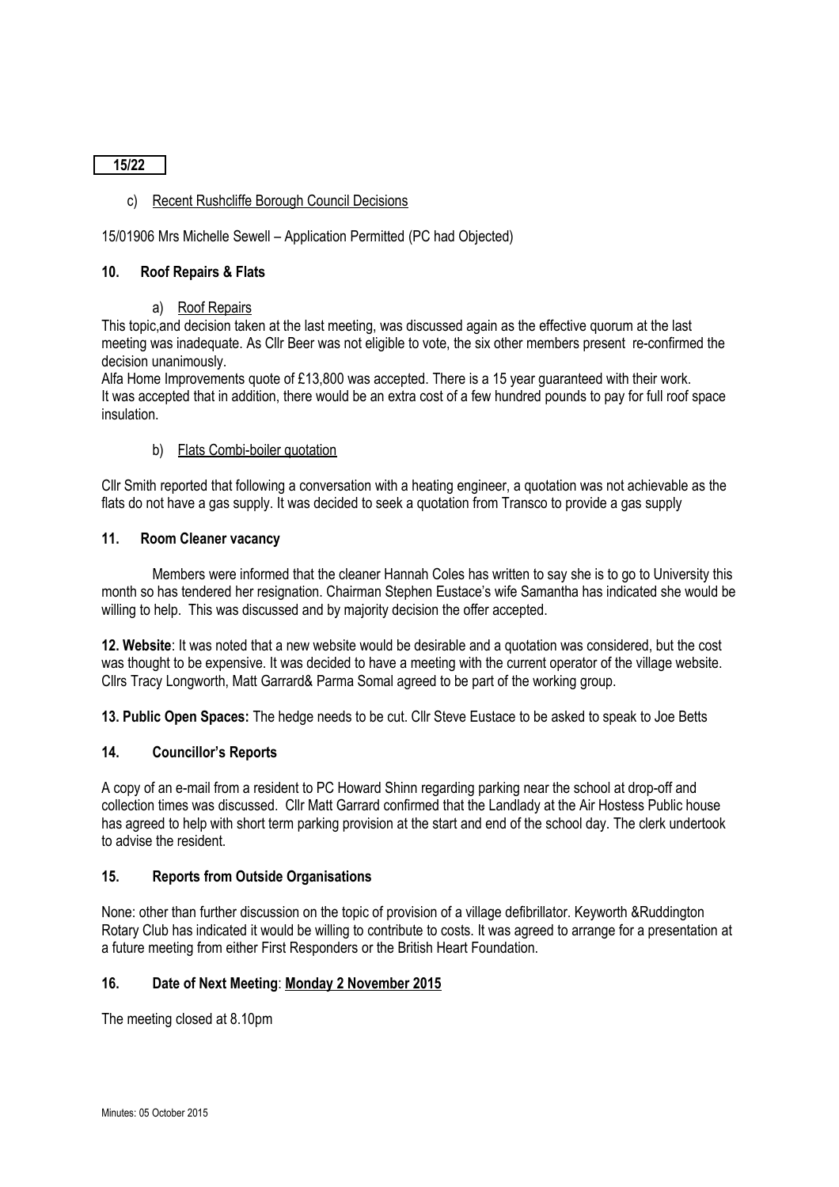**15/22**

c) Recent Rushcliffe Borough Council Decisions

15/01906 Mrs Michelle Sewell – Application Permitted (PC had Objected)

### 10. Roof Repairs & Flats

a) Roof Repairs

This topic,and decision taken at the last meeting, was discussed again as the effective quorum at the last meeting was inadequate. As Cllr Beer was not eligible to vote, the six other members present re-confirmed the decision unanimously.

Alfa Home Improvements quote of £13,800 was accepted. There is a 15 year guaranteed with their work.
It was accepted that in addition, there would be an extra cost of a few hundred pounds to pay for full roof space insulation.

b) Flats Combi-boiler quotation

Cllr Smith reported that following a conversation with a heating engineer, a quotation was not achievable as the flats do not have a gas supply. It was decided to seek a quotation from Transco to provide a gas supply

### 11. Room Cleaner vacancy

Members were informed that the cleaner Hannah Coles has written to say she is to go to University this month so has tendered her resignation. Chairman Stephen Eustace's wife Samantha has indicated she would be willing to help. This was discussed and by majority decision the offer accepted.

**12. Website**: It was noted that a new website would be desirable and a quotation was considered, but the cost was thought to be expensive. It was decided to have a meeting with the current operator of the village website. Cllrs Tracy Longworth, Matt Garrard& Parma Somal agreed to be part of the working group.

**13. Public Open Spaces:** The hedge needs to be cut. Cllr Steve Eustace to be asked to speak to Joe Betts

### 14. Councillor's Reports

A copy of an e-mail from a resident to PC Howard Shinn regarding parking near the school at drop-off and collection times was discussed. Cllr Matt Garrard confirmed that the Landlady at the Air Hostess Public house has agreed to help with short term parking provision at the start and end of the school day. The clerk undertook to advise the resident.

### 15. Reports from Outside Organisations

None: other than further discussion on the topic of provision of a village defibrillator. Keyworth &Ruddington Rotary Club has indicated it would be willing to contribute to costs. It was agreed to arrange for a presentation at a future meeting from either First Responders or the British Heart Foundation.

### 16. Date of Next Meeting: <u>Monday 2 November 2015</u>

The meeting closed at 8.10pm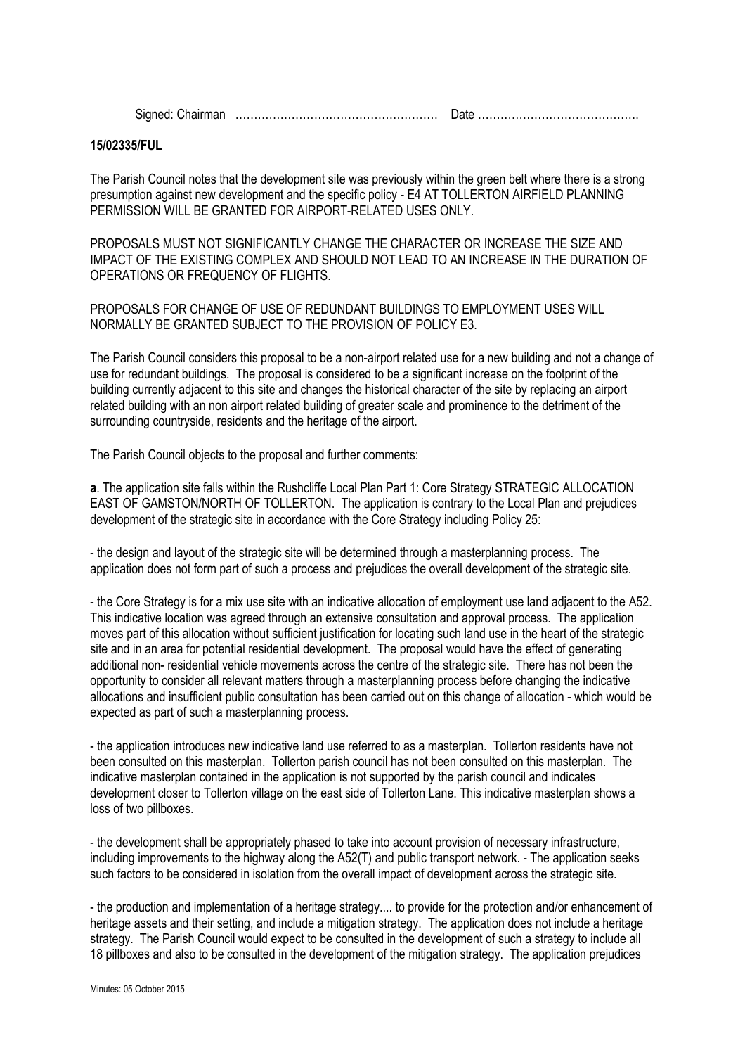Signed: Chairman ……………………………………………… Date …………………………………….

**15/02335/FUL**

The Parish Council notes that the development site was previously within the green belt where there is a strong presumption against new development and the specific policy - E4 AT TOLLERTON AIRFIELD PLANNING PERMISSION WILL BE GRANTED FOR AIRPORT-RELATED USES ONLY.

PROPOSALS MUST NOT SIGNIFICANTLY CHANGE THE CHARACTER OR INCREASE THE SIZE AND IMPACT OF THE EXISTING COMPLEX AND SHOULD NOT LEAD TO AN INCREASE IN THE DURATION OF OPERATIONS OR FREQUENCY OF FLIGHTS.

PROPOSALS FOR CHANGE OF USE OF REDUNDANT BUILDINGS TO EMPLOYMENT USES WILL NORMALLY BE GRANTED SUBJECT TO THE PROVISION OF POLICY E3.

The Parish Council considers this proposal to be a non-airport related use for a new building and not a change of use for redundant buildings. The proposal is considered to be a significant increase on the footprint of the building currently adjacent to this site and changes the historical character of the site by replacing an airport related building with an non airport related building of greater scale and prominence to the detriment of the surrounding countryside, residents and the heritage of the airport.

The Parish Council objects to the proposal and further comments:

**a**. The application site falls within the Rushcliffe Local Plan Part 1: Core Strategy STRATEGIC ALLOCATION EAST OF GAMSTON/NORTH OF TOLLERTON. The application is contrary to the Local Plan and prejudices development of the strategic site in accordance with the Core Strategy including Policy 25:

- the design and layout of the strategic site will be determined through a masterplanning process. The application does not form part of such a process and prejudices the overall development of the strategic site.

- the Core Strategy is for a mix use site with an indicative allocation of employment use land adjacent to the A52. This indicative location was agreed through an extensive consultation and approval process. The application moves part of this allocation without sufficient justification for locating such land use in the heart of the strategic site and in an area for potential residential development. The proposal would have the effect of generating additional non- residential vehicle movements across the centre of the strategic site. There has not been the opportunity to consider all relevant matters through a masterplanning process before changing the indicative allocations and insufficient public consultation has been carried out on this change of allocation - which would be expected as part of such a masterplanning process.

- the application introduces new indicative land use referred to as a masterplan. Tollerton residents have not been consulted on this masterplan. Tollerton parish council has not been consulted on this masterplan. The indicative masterplan contained in the application is not supported by the parish council and indicates development closer to Tollerton village on the east side of Tollerton Lane. This indicative masterplan shows a loss of two pillboxes.

- the development shall be appropriately phased to take into account provision of necessary infrastructure, including improvements to the highway along the A52(T) and public transport network. - The application seeks such factors to be considered in isolation from the overall impact of development across the strategic site.

- the production and implementation of a heritage strategy.... to provide for the protection and/or enhancement of heritage assets and their setting, and include a mitigation strategy. The application does not include a heritage strategy. The Parish Council would expect to be consulted in the development of such a strategy to include all 18 pillboxes and also to be consulted in the development of the mitigation strategy. The application prejudices

Minutes: 05 October 2015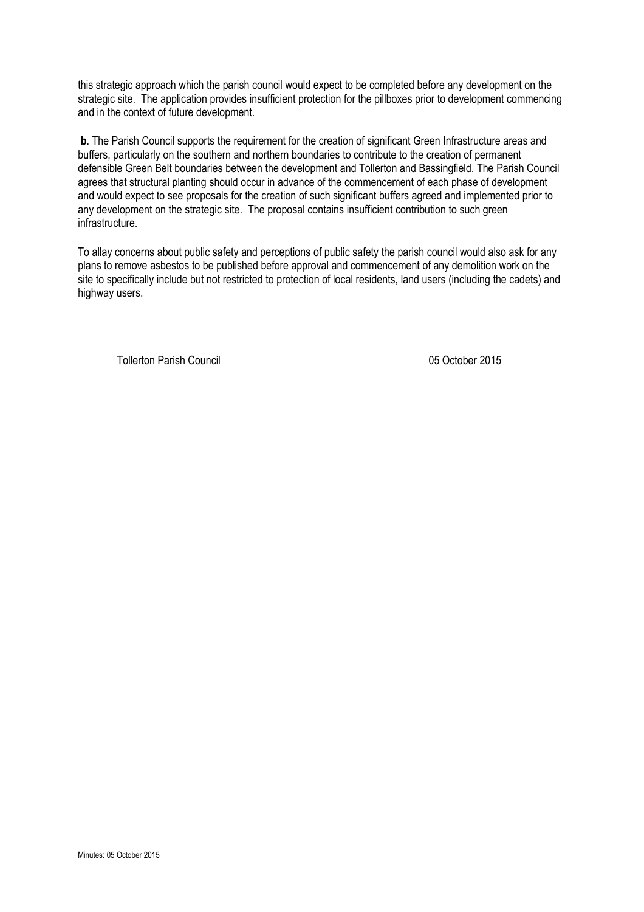this strategic approach which the parish council would expect to be completed before any development on the strategic site. The application provides insufficient protection for the pillboxes prior to development commencing and in the context of future development.

**b**. The Parish Council supports the requirement for the creation of significant Green Infrastructure areas and buffers, particularly on the southern and northern boundaries to contribute to the creation of permanent defensible Green Belt boundaries between the development and Tollerton and Bassingfield. The Parish Council agrees that structural planting should occur in advance of the commencement of each phase of development and would expect to see proposals for the creation of such significant buffers agreed and implemented prior to any development on the strategic site. The proposal contains insufficient contribution to such green infrastructure.

To allay concerns about public safety and perceptions of public safety the parish council would also ask for any plans to remove asbestos to be published before approval and commencement of any demolition work on the site to specifically include but not restricted to protection of local residents, land users (including the cadets) and highway users.

Tollerton Parish Council 05 October 2015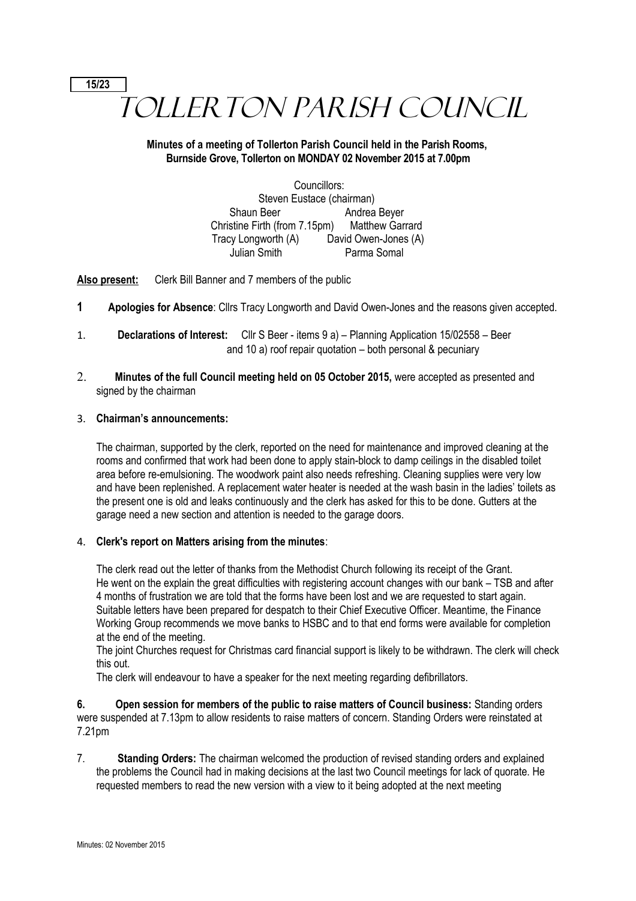15/23

# TOLLERTON PARISH COUNCIL

**Minutes of a meeting of Tollerton Parish Council held in the Parish Rooms, Burnside Grove, Tollerton on MONDAY 02 November 2015 at 7.00pm**

Councillors:
Steven Eustace (chairman)
Shaun Beer Andrea Beyer
Christine Firth (from 7.15pm) Matthew Garrard
Tracy Longworth (A) David Owen-Jones (A)
Julian Smith Parma Somal

**Also present:** Clerk Bill Banner and 7 members of the public

**1 Apologies for Absence**: Cllrs Tracy Longworth and David Owen-Jones and the reasons given accepted.

1. **Declarations of Interest:** Cllr S Beer - items 9 a) – Planning Application 15/02558 – Beer and 10 a) roof repair quotation – both personal & pecuniary

2. **Minutes of the full Council meeting held on 05 October 2015,** were accepted as presented and signed by the chairman

3. **Chairman's announcements:**

   The chairman, supported by the clerk, reported on the need for maintenance and improved cleaning at the rooms and confirmed that work had been done to apply stain-block to damp ceilings in the disabled toilet area before re-emulsioning. The woodwork paint also needs refreshing. Cleaning supplies were very low and have been replenished. A replacement water heater is needed at the wash basin in the ladies' toilets as the present one is old and leaks continuously and the clerk has asked for this to be done. Gutters at the garage need a new section and attention is needed to the garage doors.

4. **Clerk's report on Matters arising from the minutes**:

   The clerk read out the letter of thanks from the Methodist Church following its receipt of the Grant. He went on the explain the great difficulties with registering account changes with our bank – TSB and after 4 months of frustration we are told that the forms have been lost and we are requested to start again. Suitable letters have been prepared for despatch to their Chief Executive Officer. Meantime, the Finance Working Group recommends we move banks to HSBC and to that end forms were available for completion at the end of the meeting.
   The joint Churches request for Christmas card financial support is likely to be withdrawn. The clerk will check this out.
   The clerk will endeavour to have a speaker for the next meeting regarding defibrillators.

**6. Open session for members of the public to raise matters of Council business:** Standing orders were suspended at 7.13pm to allow residents to raise matters of concern. Standing Orders were reinstated at 7.21pm

7. **Standing Orders:** The chairman welcomed the production of revised standing orders and explained the problems the Council had in making decisions at the last two Council meetings for lack of quorate. He requested members to read the new version with a view to it being adopted at the next meeting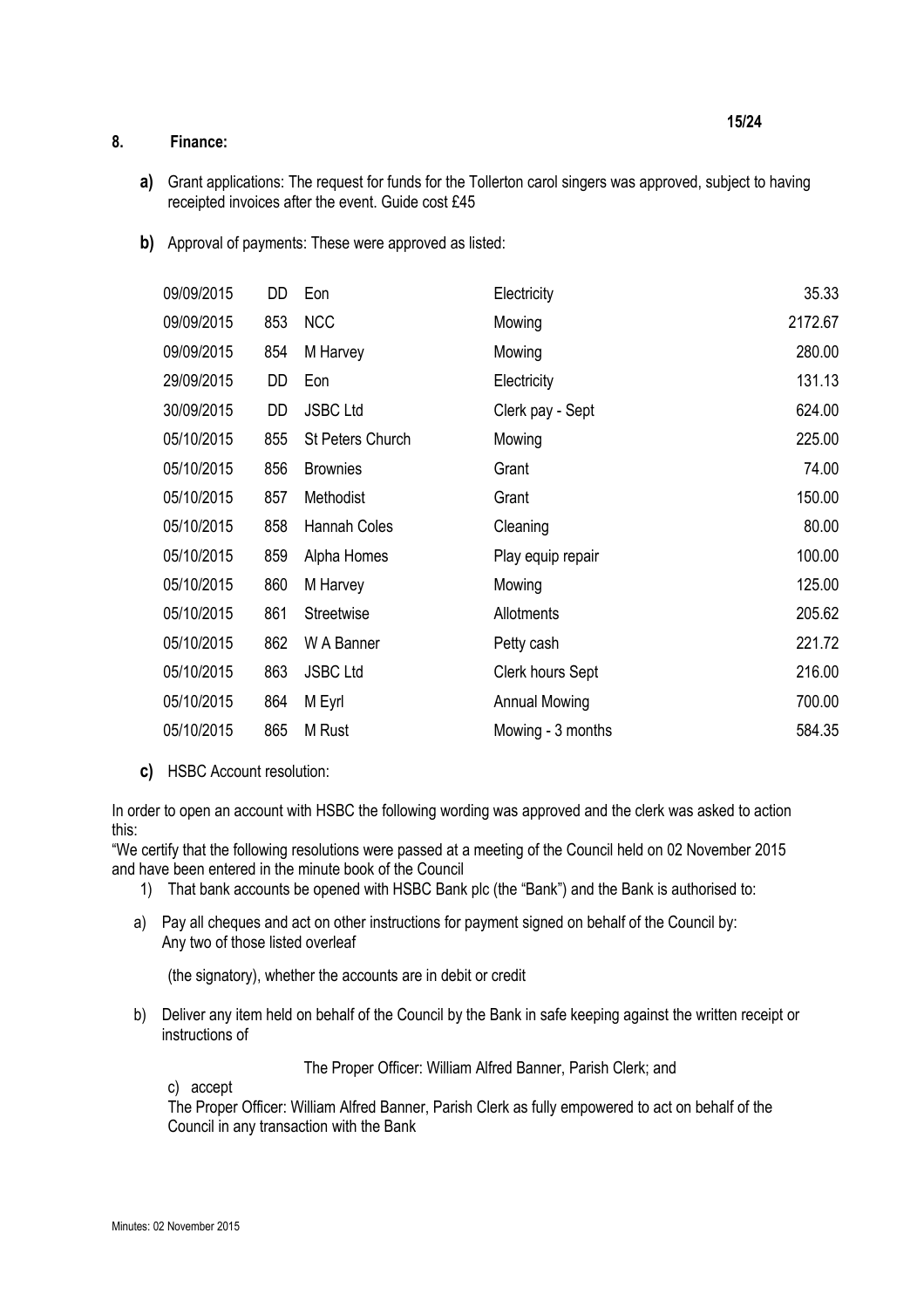## 8. Finance:

**a)** Grant applications: The request for funds for the Tollerton carol singers was approved, subject to having receipted invoices after the event. Guide cost £45

**b)** Approval of payments: These were approved as listed:

| Date | Ref | Payee | Description | Amount |
|---|---|---|---|---|
| 09/09/2015 | DD | Eon | Electricity | 35.33 |
| 09/09/2015 | 853 | NCC | Mowing | 2172.67 |
| 09/09/2015 | 854 | M Harvey | Mowing | 280.00 |
| 29/09/2015 | DD | Eon | Electricity | 131.13 |
| 30/09/2015 | DD | JSBC Ltd | Clerk pay - Sept | 624.00 |
| 05/10/2015 | 855 | St Peters Church | Mowing | 225.00 |
| 05/10/2015 | 856 | Brownies | Grant | 74.00 |
| 05/10/2015 | 857 | Methodist | Grant | 150.00 |
| 05/10/2015 | 858 | Hannah Coles | Cleaning | 80.00 |
| 05/10/2015 | 859 | Alpha Homes | Play equip repair | 100.00 |
| 05/10/2015 | 860 | M Harvey | Mowing | 125.00 |
| 05/10/2015 | 861 | Streetwise | Allotments | 205.62 |
| 05/10/2015 | 862 | W A Banner | Petty cash | 221.72 |
| 05/10/2015 | 863 | JSBC Ltd | Clerk hours Sept | 216.00 |
| 05/10/2015 | 864 | M Eyrl | Annual Mowing | 700.00 |
| 05/10/2015 | 865 | M Rust | Mowing - 3 months | 584.35 |

**c)** HSBC Account resolution:

In order to open an account with HSBC the following wording was approved and the clerk was asked to action this:

"We certify that the following resolutions were passed at a meeting of the Council held on 02 November 2015 and have been entered in the minute book of the Council

1) That bank accounts be opened with HSBC Bank plc (the "Bank") and the Bank is authorised to:

a) Pay all cheques and act on other instructions for payment signed on behalf of the Council by:
Any two of those listed overleaf

(the signatory), whether the accounts are in debit or credit

b) Deliver any item held on behalf of the Council by the Bank in safe keeping against the written receipt or instructions of

The Proper Officer: William Alfred Banner, Parish Clerk; and

c) accept
The Proper Officer: William Alfred Banner, Parish Clerk as fully empowered to act on behalf of the Council in any transaction with the Bank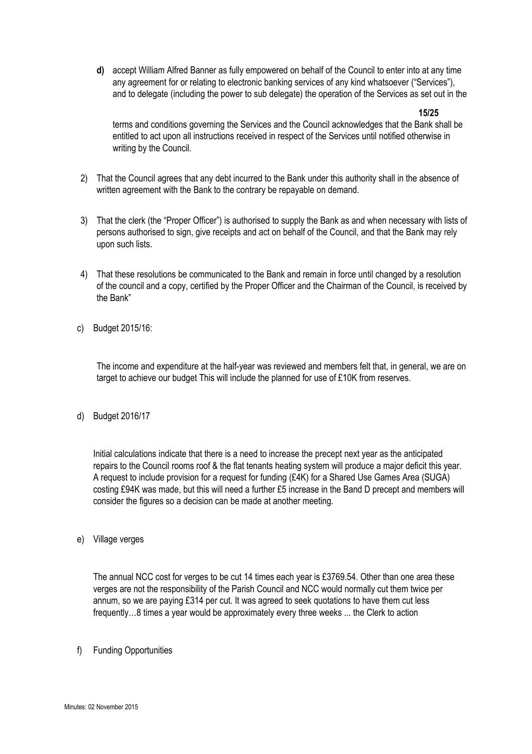**d)** accept William Alfred Banner as fully empowered on behalf of the Council to enter into at any time any agreement for or relating to electronic banking services of any kind whatsoever ("Services"), and to delegate (including the power to sub delegate) the operation of the Services as set out in the

**15/25**

terms and conditions governing the Services and the Council acknowledges that the Bank shall be entitled to act upon all instructions received in respect of the Services until notified otherwise in writing by the Council.

2) That the Council agrees that any debt incurred to the Bank under this authority shall in the absence of written agreement with the Bank to the contrary be repayable on demand.

3) That the clerk (the "Proper Officer") is authorised to supply the Bank as and when necessary with lists of persons authorised to sign, give receipts and act on behalf of the Council, and that the Bank may rely upon such lists.

4) That these resolutions be communicated to the Bank and remain in force until changed by a resolution of the council and a copy, certified by the Proper Officer and the Chairman of the Council, is received by the Bank"

c) Budget 2015/16:

The income and expenditure at the half-year was reviewed and members felt that, in general, we are on target to achieve our budget This will include the planned for use of £10K from reserves.

d) Budget 2016/17

Initial calculations indicate that there is a need to increase the precept next year as the anticipated repairs to the Council rooms roof & the flat tenants heating system will produce a major deficit this year. A request to include provision for a request for funding (£4K) for a Shared Use Games Area (SUGA) costing £94K was made, but this will need a further £5 increase in the Band D precept and members will consider the figures so a decision can be made at another meeting.

e) Village verges

The annual NCC cost for verges to be cut 14 times each year is £3769.54. Other than one area these verges are not the responsibility of the Parish Council and NCC would normally cut them twice per annum, so we are paying £314 per cut. It was agreed to seek quotations to have them cut less frequently…8 times a year would be approximately every three weeks ... the Clerk to action

f) Funding Opportunities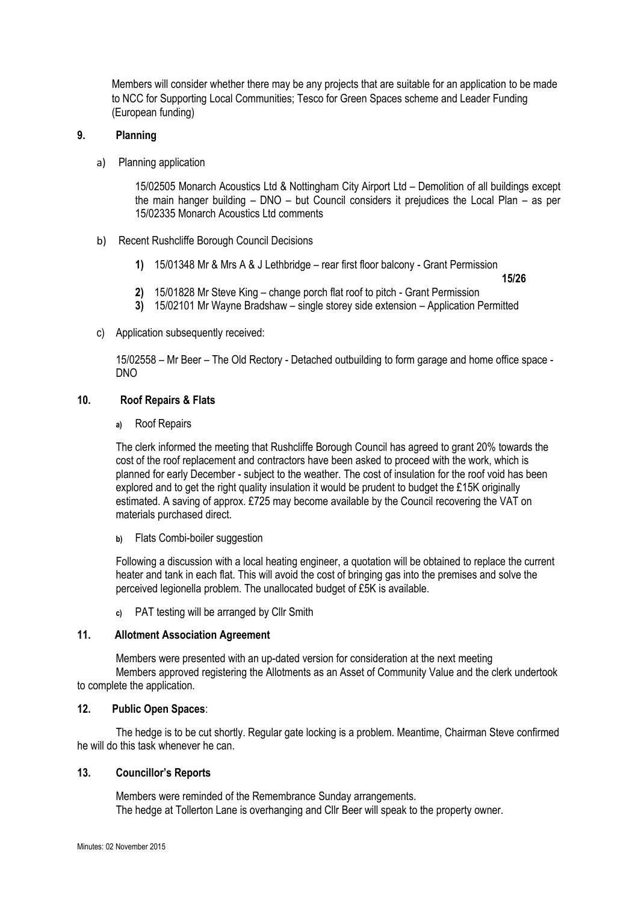Members will consider whether there may be any projects that are suitable for an application to be made to NCC for Supporting Local Communities; Tesco for Green Spaces scheme and Leader Funding (European funding)

## 9. Planning

a) Planning application

15/02505 Monarch Acoustics Ltd & Nottingham City Airport Ltd – Demolition of all buildings except the main hanger building – DNO – but Council considers it prejudices the Local Plan – as per 15/02335 Monarch Acoustics Ltd comments

b) Recent Rushcliffe Borough Council Decisions

1) 15/01348 Mr & Mrs A & J Lethbridge – rear first floor balcony - Grant Permission

**15/26**

2) 15/01828 Mr Steve King – change porch flat roof to pitch - Grant Permission
3) 15/02101 Mr Wayne Bradshaw – single storey side extension – Application Permitted

c) Application subsequently received:

15/02558 – Mr Beer – The Old Rectory - Detached outbuilding to form garage and home office space - DNO

## 10. Roof Repairs & Flats

a) Roof Repairs

The clerk informed the meeting that Rushcliffe Borough Council has agreed to grant 20% towards the cost of the roof replacement and contractors have been asked to proceed with the work, which is planned for early December - subject to the weather. The cost of insulation for the roof void has been explored and to get the right quality insulation it would be prudent to budget the £15K originally estimated. A saving of approx. £725 may become available by the Council recovering the VAT on materials purchased direct.

b) Flats Combi-boiler suggestion

Following a discussion with a local heating engineer, a quotation will be obtained to replace the current heater and tank in each flat. This will avoid the cost of bringing gas into the premises and solve the perceived legionella problem. The unallocated budget of £5K is available.

c) PAT testing will be arranged by Cllr Smith

## 11. Allotment Association Agreement

Members were presented with an up-dated version for consideration at the next meeting
Members approved registering the Allotments as an Asset of Community Value and the clerk undertook to complete the application.

## 12. Public Open Spaces:

The hedge is to be cut shortly. Regular gate locking is a problem. Meantime, Chairman Steve confirmed he will do this task whenever he can.

## 13. Councillor's Reports

Members were reminded of the Remembrance Sunday arrangements.
The hedge at Tollerton Lane is overhanging and Cllr Beer will speak to the property owner.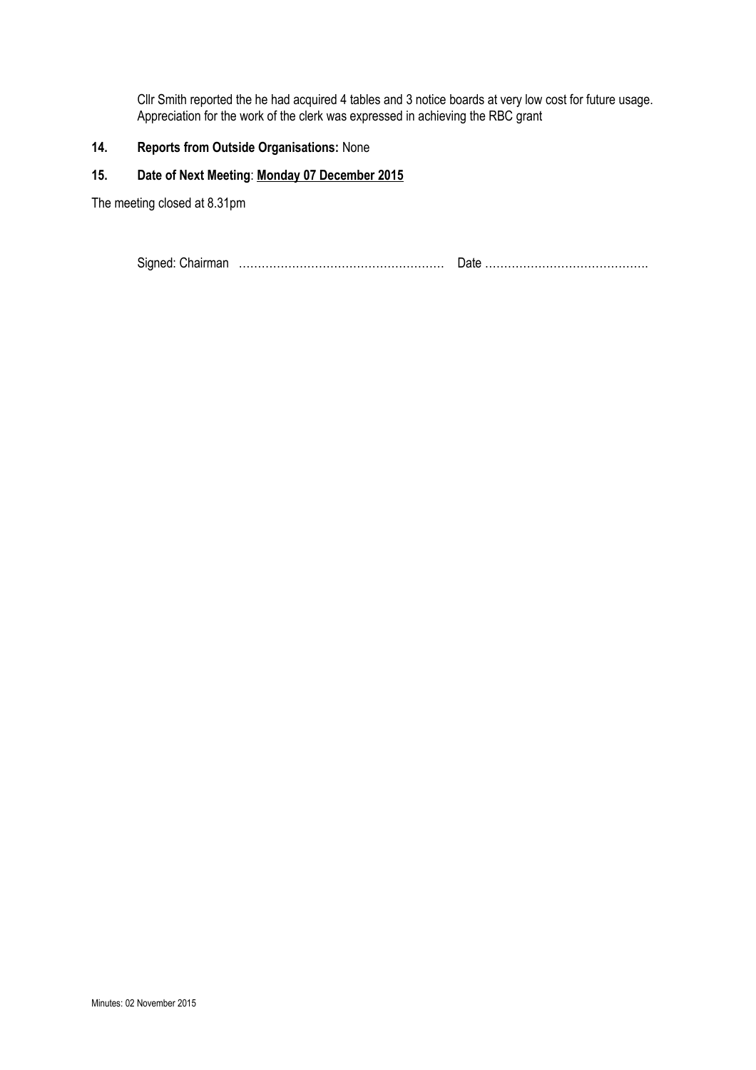Cllr Smith reported the he had acquired 4 tables and 3 notice boards at very low cost for future usage. Appreciation for the work of the clerk was expressed in achieving the RBC grant

**14. Reports from Outside Organisations:** None

**15. Date of Next Meeting**: **Monday 07 December 2015**

The meeting closed at 8.31pm

Signed: Chairman ……………………………………………… Date …………………………………….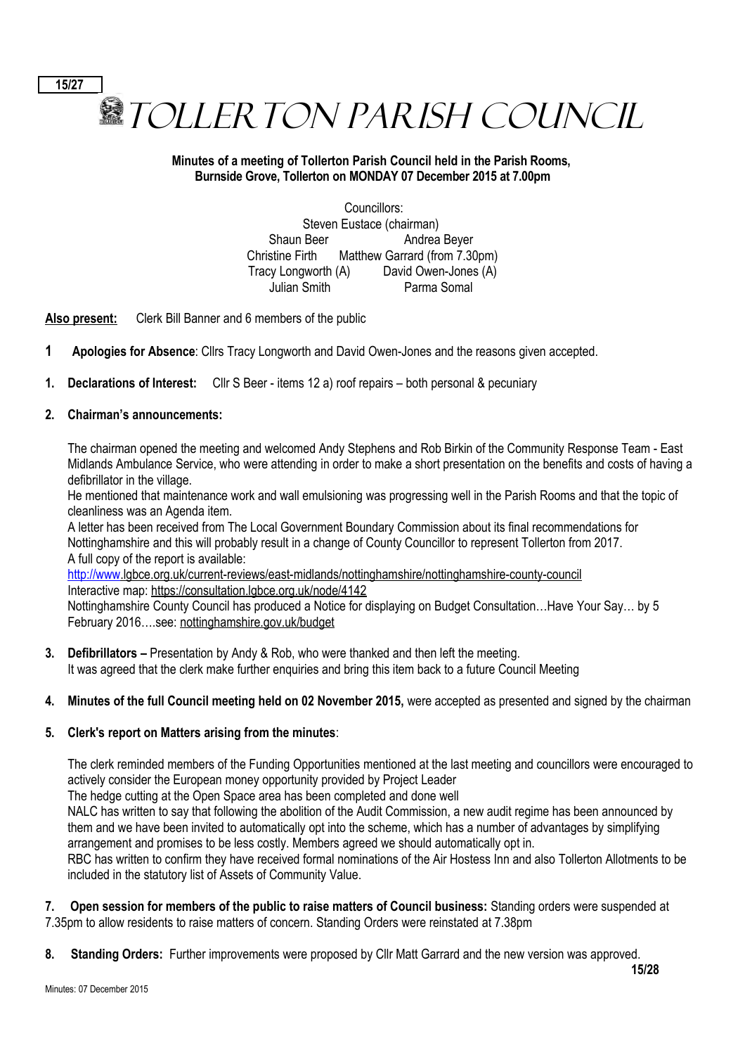15/27

# TOLLERTON PARISH COUNCIL

**Minutes of a meeting of Tollerton Parish Council held in the Parish Rooms, Burnside Grove, Tollerton on MONDAY 07 December 2015 at 7.00pm**

Councillors:
Steven Eustace (chairman)
Shaun Beer — Andrea Beyer
Christine Firth — Matthew Garrard (from 7.30pm)
Tracy Longworth (A) — David Owen-Jones (A)
Julian Smith — Parma Somal

**Also present:** Clerk Bill Banner and 6 members of the public

**1 Apologies for Absence**: Cllrs Tracy Longworth and David Owen-Jones and the reasons given accepted.

**1. Declarations of Interest:** Cllr S Beer - items 12 a) roof repairs – both personal & pecuniary

**2. Chairman's announcements:**

The chairman opened the meeting and welcomed Andy Stephens and Rob Birkin of the Community Response Team - East Midlands Ambulance Service, who were attending in order to make a short presentation on the benefits and costs of having a defibrillator in the village.

He mentioned that maintenance work and wall emulsioning was progressing well in the Parish Rooms and that the topic of cleanliness was an Agenda item.

A letter has been received from The Local Government Boundary Commission about its final recommendations for Nottinghamshire and this will probably result in a change of County Councillor to represent Tollerton from 2017.

A full copy of the report is available:
http://www.lgbce.org.uk/current-reviews/east-midlands/nottinghamshire/nottinghamshire-county-council
Interactive map: https://consultation.lgbce.org.uk/node/4142

Nottinghamshire County Council has produced a Notice for displaying on Budget Consultation…Have Your Say… by 5 February 2016….see: nottinghamshire.gov.uk/budget

**3. Defibrillators –** Presentation by Andy & Rob, who were thanked and then left the meeting.
It was agreed that the clerk make further enquiries and bring this item back to a future Council Meeting

**4. Minutes of the full Council meeting held on 02 November 2015,** were accepted as presented and signed by the chairman

**5. Clerk's report on Matters arising from the minutes**:

The clerk reminded members of the Funding Opportunities mentioned at the last meeting and councillors were encouraged to actively consider the European money opportunity provided by Project Leader

The hedge cutting at the Open Space area has been completed and done well

NALC has written to say that following the abolition of the Audit Commission, a new audit regime has been announced by them and we have been invited to automatically opt into the scheme, which has a number of advantages by simplifying arrangement and promises to be less costly. Members agreed we should automatically opt in.

RBC has written to confirm they have received formal nominations of the Air Hostess Inn and also Tollerton Allotments to be included in the statutory list of Assets of Community Value.

**7. Open session for members of the public to raise matters of Council business:** Standing orders were suspended at 7.35pm to allow residents to raise matters of concern. Standing Orders were reinstated at 7.38pm

**8. Standing Orders:** Further improvements were proposed by Cllr Matt Garrard and the new version was approved.

15/28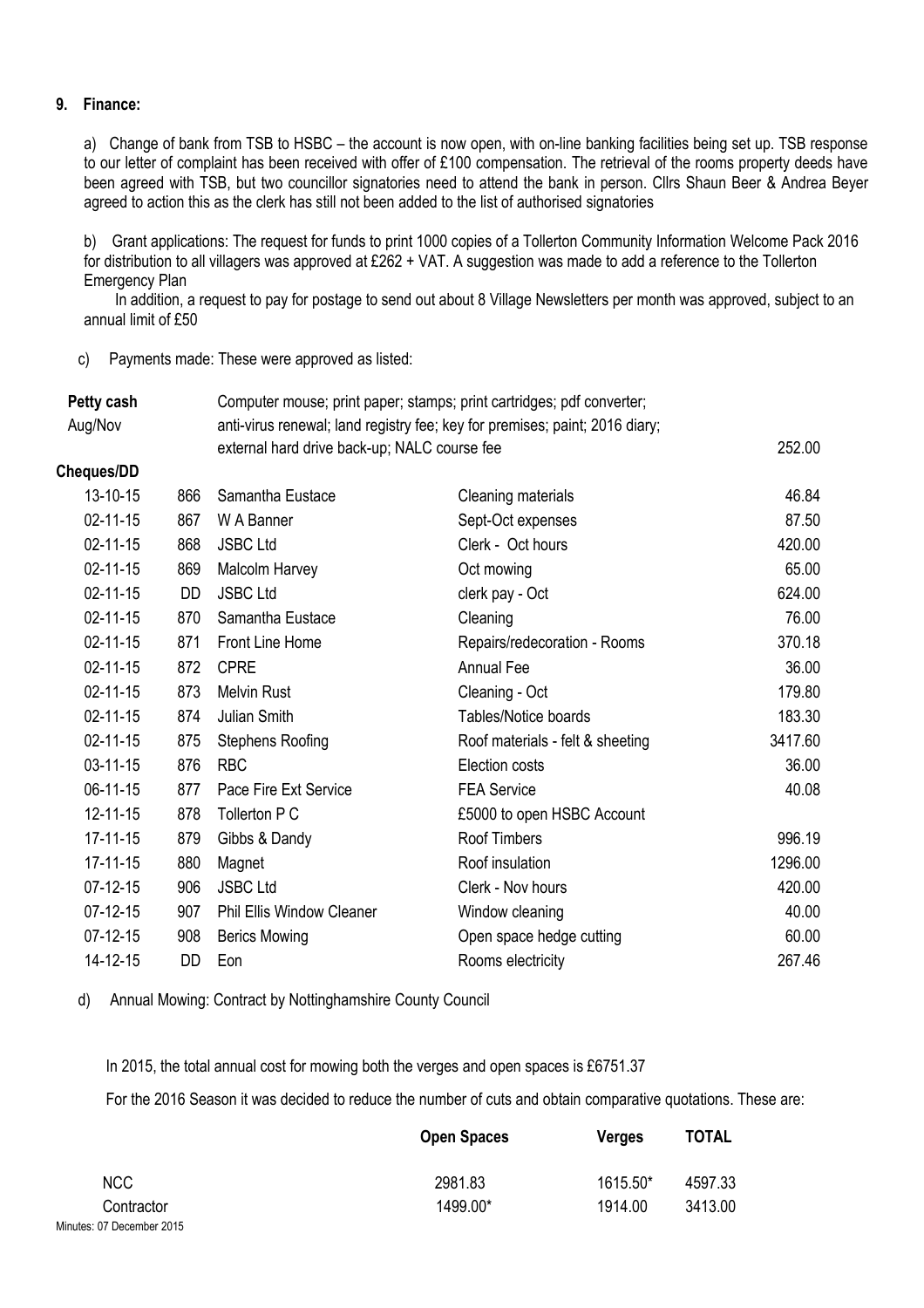**9. Finance:**

a) Change of bank from TSB to HSBC – the account is now open, with on-line banking facilities being set up. TSB response to our letter of complaint has been received with offer of £100 compensation. The retrieval of the rooms property deeds have been agreed with TSB, but two councillor signatories need to attend the bank in person. Cllrs Shaun Beer & Andrea Beyer agreed to action this as the clerk has still not been added to the list of authorised signatories

b) Grant applications: The request for funds to print 1000 copies of a Tollerton Community Information Welcome Pack 2016 for distribution to all villagers was approved at £262 + VAT. A suggestion was made to add a reference to the Tollerton Emergency Plan

In addition, a request to pay for postage to send out about 8 Village Newsletters per month was approved, subject to an annual limit of £50

c) Payments made: These were approved as listed:

| | | | | |
|---|---|---|---|---|
| **Petty cash** Aug/Nov | | Computer mouse; print paper; stamps; print cartridges; pdf converter; anti-virus renewal; land registry fee; key for premises; paint; 2016 diary; external hard drive back-up; NALC course fee | | 252.00 |
| **Cheques/DD** | | | | |
| 13-10-15 | 866 | Samantha Eustace | Cleaning materials | 46.84 |
| 02-11-15 | 867 | W A Banner | Sept-Oct expenses | 87.50 |
| 02-11-15 | 868 | JSBC Ltd | Clerk - Oct hours | 420.00 |
| 02-11-15 | 869 | Malcolm Harvey | Oct mowing | 65.00 |
| 02-11-15 | DD | JSBC Ltd | clerk pay - Oct | 624.00 |
| 02-11-15 | 870 | Samantha Eustace | Cleaning | 76.00 |
| 02-11-15 | 871 | Front Line Home | Repairs/redecoration - Rooms | 370.18 |
| 02-11-15 | 872 | CPRE | Annual Fee | 36.00 |
| 02-11-15 | 873 | Melvin Rust | Cleaning - Oct | 179.80 |
| 02-11-15 | 874 | Julian Smith | Tables/Notice boards | 183.30 |
| 02-11-15 | 875 | Stephens Roofing | Roof materials - felt & sheeting | 3417.60 |
| 03-11-15 | 876 | RBC | Election costs | 36.00 |
| 06-11-15 | 877 | Pace Fire Ext Service | FEA Service | 40.08 |
| 12-11-15 | 878 | Tollerton P C | £5000 to open HSBC Account | |
| 17-11-15 | 879 | Gibbs & Dandy | Roof Timbers | 996.19 |
| 17-11-15 | 880 | Magnet | Roof insulation | 1296.00 |
| 07-12-15 | 906 | JSBC Ltd | Clerk - Nov hours | 420.00 |
| 07-12-15 | 907 | Phil Ellis Window Cleaner | Window cleaning | 40.00 |
| 07-12-15 | 908 | Berics Mowing | Open space hedge cutting | 60.00 |
| 14-12-15 | DD | Eon | Rooms electricity | 267.46 |

d) Annual Mowing: Contract by Nottinghamshire County Council

In 2015, the total annual cost for mowing both the verges and open spaces is £6751.37

For the 2016 Season it was decided to reduce the number of cuts and obtain comparative quotations. These are:

| | **Open Spaces** | **Verges** | **TOTAL** |
|---|---|---|---|
| NCC | 2981.83 | 1615.50* | 4597.33 |
| Contractor | 1499.00* | 1914.00 | 3413.00 |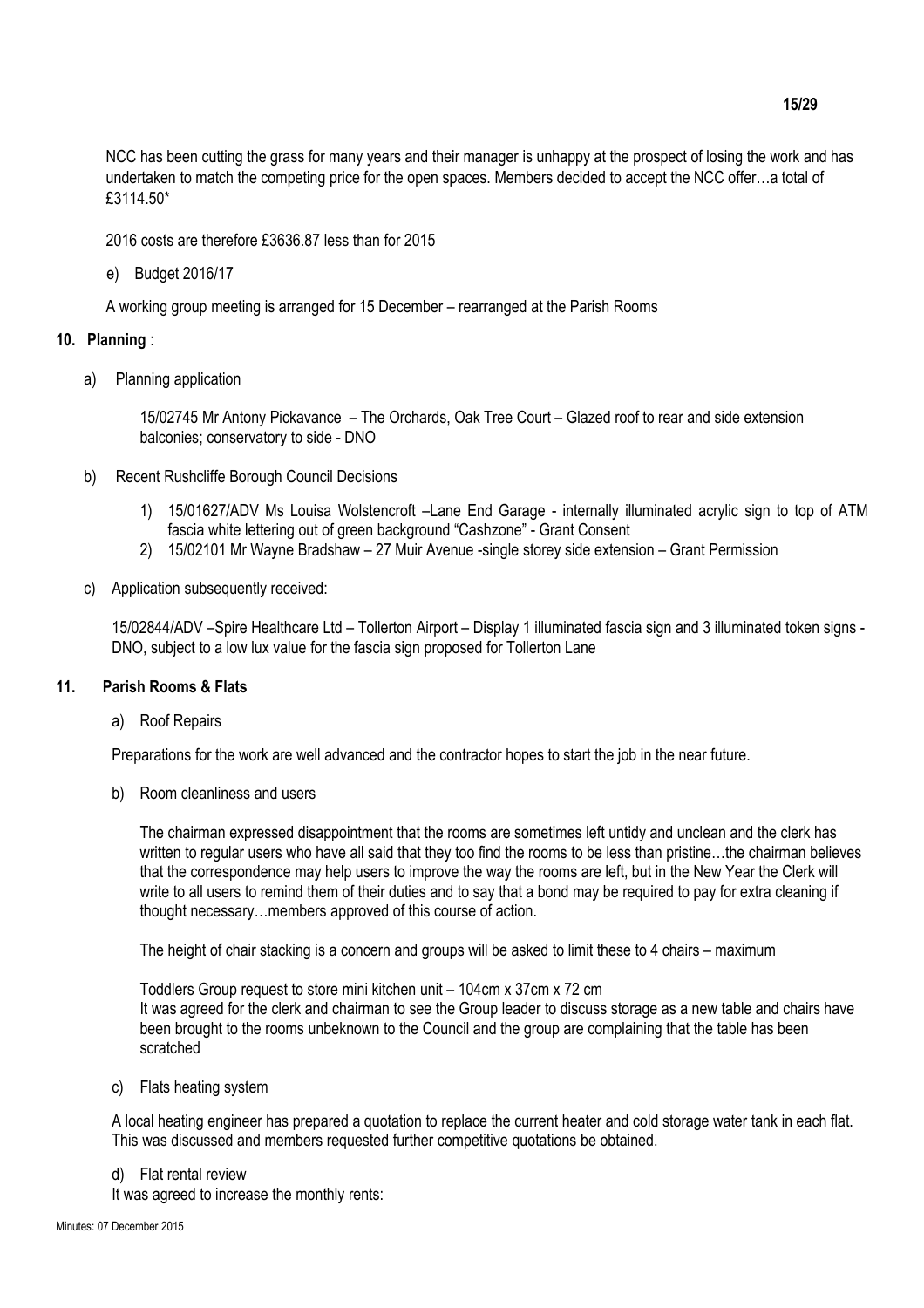NCC has been cutting the grass for many years and their manager is unhappy at the prospect of losing the work and has undertaken to match the competing price for the open spaces. Members decided to accept the NCC offer…a total of £3114.50*

2016 costs are therefore £3636.87 less than for 2015

e) Budget 2016/17

A working group meeting is arranged for 15 December – rearranged at the Parish Rooms

**10. Planning** :

a) Planning application

15/02745 Mr Antony Pickavance – The Orchards, Oak Tree Court – Glazed roof to rear and side extension balconies; conservatory to side - DNO

b) Recent Rushcliffe Borough Council Decisions

1) 15/01627/ADV Ms Louisa Wolstencroft –Lane End Garage - internally illuminated acrylic sign to top of ATM fascia white lettering out of green background "Cashzone" - Grant Consent
2) 15/02101 Mr Wayne Bradshaw – 27 Muir Avenue -single storey side extension – Grant Permission

c) Application subsequently received:

15/02844/ADV –Spire Healthcare Ltd – Tollerton Airport – Display 1 illuminated fascia sign and 3 illuminated token signs - DNO, subject to a low lux value for the fascia sign proposed for Tollerton Lane

**11. Parish Rooms & Flats**

a) Roof Repairs

Preparations for the work are well advanced and the contractor hopes to start the job in the near future.

b) Room cleanliness and users

The chairman expressed disappointment that the rooms are sometimes left untidy and unclean and the clerk has written to regular users who have all said that they too find the rooms to be less than pristine…the chairman believes that the correspondence may help users to improve the way the rooms are left, but in the New Year the Clerk will write to all users to remind them of their duties and to say that a bond may be required to pay for extra cleaning if thought necessary…members approved of this course of action.

The height of chair stacking is a concern and groups will be asked to limit these to 4 chairs – maximum

Toddlers Group request to store mini kitchen unit – 104cm x 37cm x 72 cm
It was agreed for the clerk and chairman to see the Group leader to discuss storage as a new table and chairs have been brought to the rooms unbeknown to the Council and the group are complaining that the table has been scratched

c) Flats heating system

A local heating engineer has prepared a quotation to replace the current heater and cold storage water tank in each flat. This was discussed and members requested further competitive quotations be obtained.

d) Flat rental review

It was agreed to increase the monthly rents: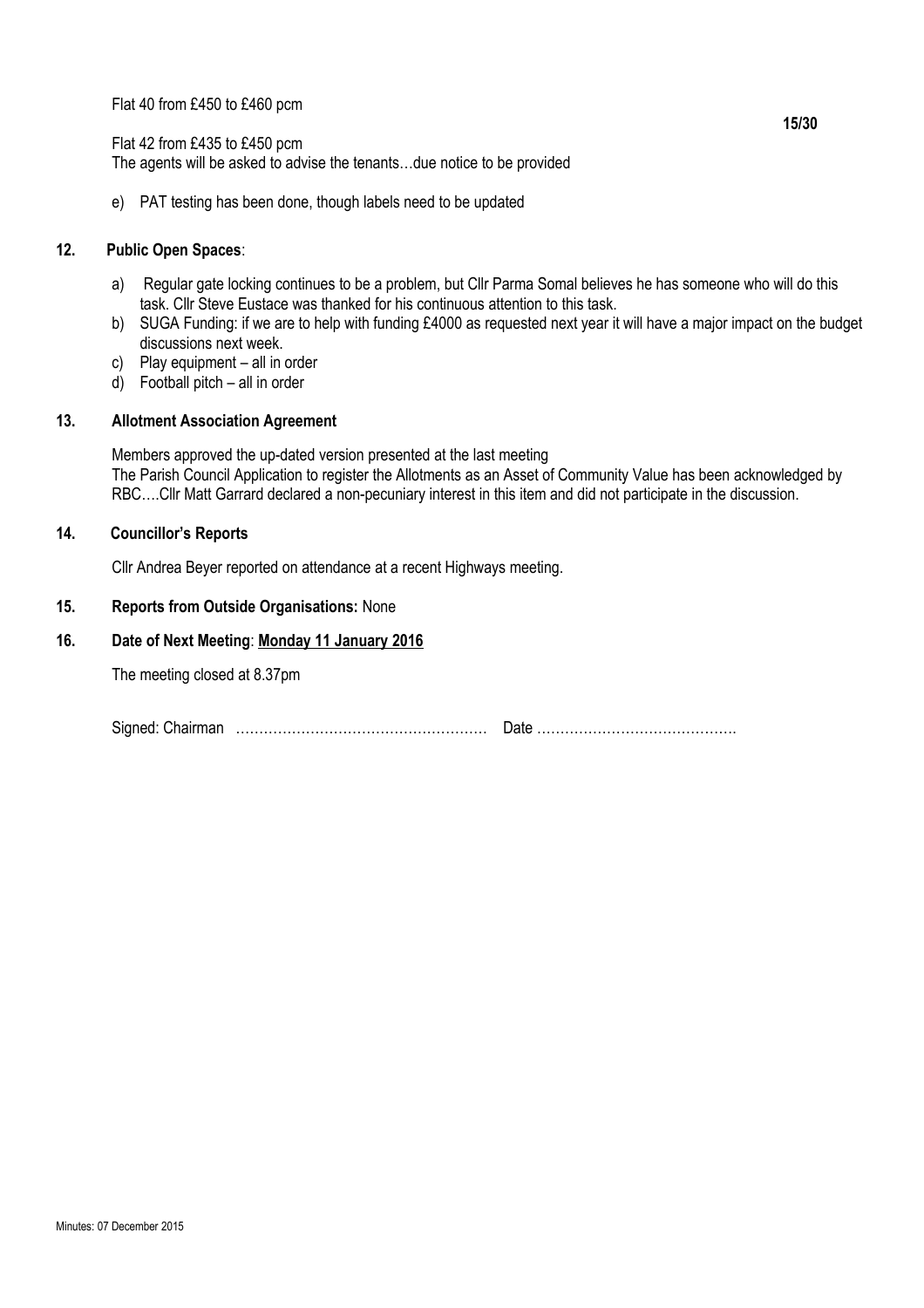Flat 40 from £450 to £460 pcm

**15/30**

Flat 42 from £435 to £450 pcm
The agents will be asked to advise the tenants…due notice to be provided

e) PAT testing has been done, though labels need to be updated

**12. Public Open Spaces**:

a) Regular gate locking continues to be a problem, but Cllr Parma Somal believes he has someone who will do this task. Cllr Steve Eustace was thanked for his continuous attention to this task.
b) SUGA Funding: if we are to help with funding £4000 as requested next year it will have a major impact on the budget discussions next week.
c) Play equipment – all in order
d) Football pitch – all in order

**13. Allotment Association Agreement**

Members approved the up-dated version presented at the last meeting
The Parish Council Application to register the Allotments as an Asset of Community Value has been acknowledged by RBC….Cllr Matt Garrard declared a non-pecuniary interest in this item and did not participate in the discussion.

**14. Councillor's Reports**

Cllr Andrea Beyer reported on attendance at a recent Highways meeting.

**15. Reports from Outside Organisations:** None

**16. Date of Next Meeting**: **<u>Monday 11 January 2016</u>**

The meeting closed at 8.37pm

Signed: Chairman ……………………………………………… Date …………………………………….